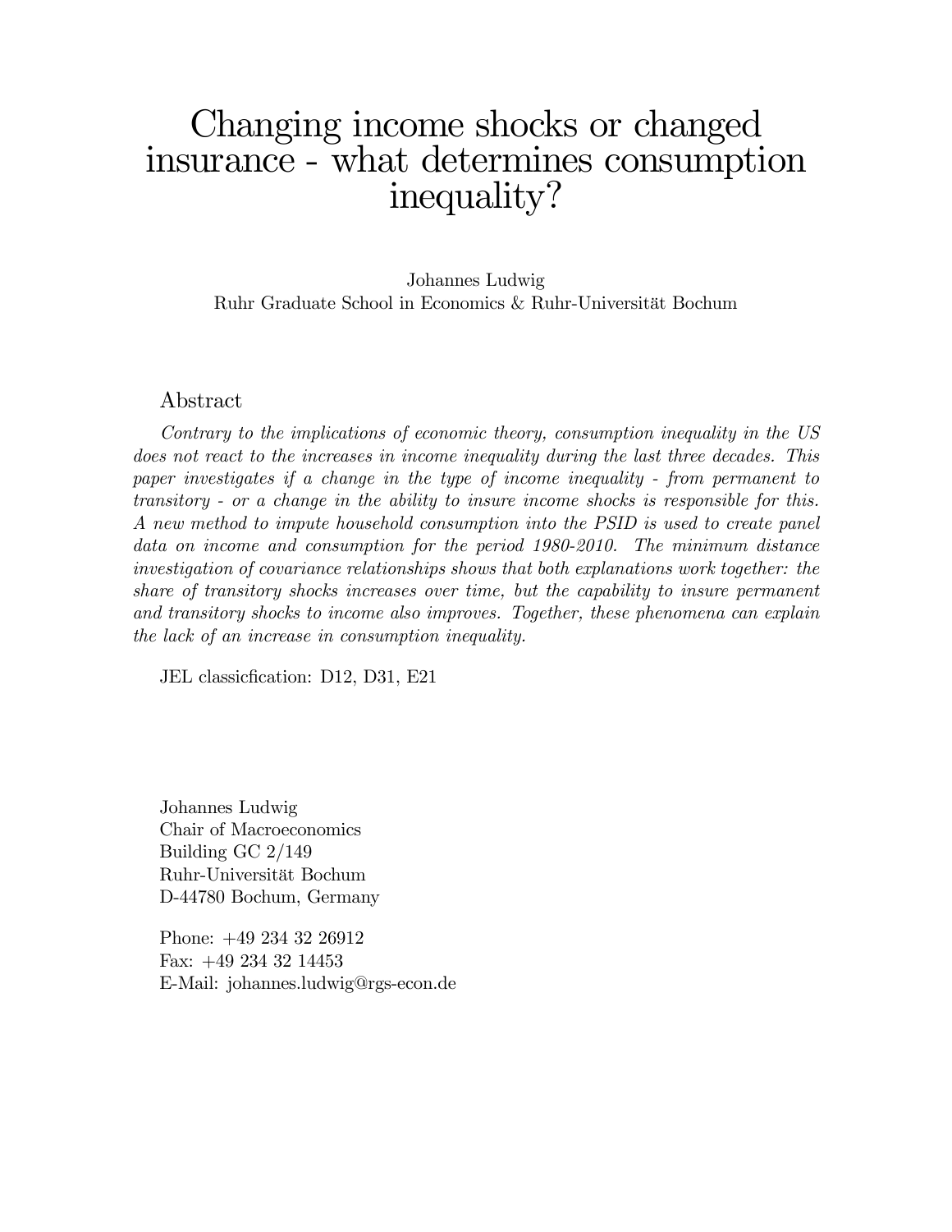# Changing income shocks or changed insurance - what determines consumption inequality?

Johannes Ludwig
Ruhr Graduate School in Economics & Ruhr-Universität Bochum

## Abstract

*Contrary to the implications of economic theory, consumption inequality in the US does not react to the increases in income inequality during the last three decades. This paper investigates if a change in the type of income inequality - from permanent to transitory - or a change in the ability to insure income shocks is responsible for this. A new method to impute household consumption into the PSID is used to create panel data on income and consumption for the period 1980-2010. The minimum distance investigation of covariance relationships shows that both explanations work together: the share of transitory shocks increases over time, but the capability to insure permanent and transitory shocks to income also improves. Together, these phenomena can explain the lack of an increase in consumption inequality.*

JEL classicfication: D12, D31, E21

Johannes Ludwig
Chair of Macroeconomics
Building GC 2/149
Ruhr-Universität Bochum
D-44780 Bochum, Germany

Phone: +49 234 32 26912
Fax: +49 234 32 14453
E-Mail: johannes.ludwig@rgs-econ.de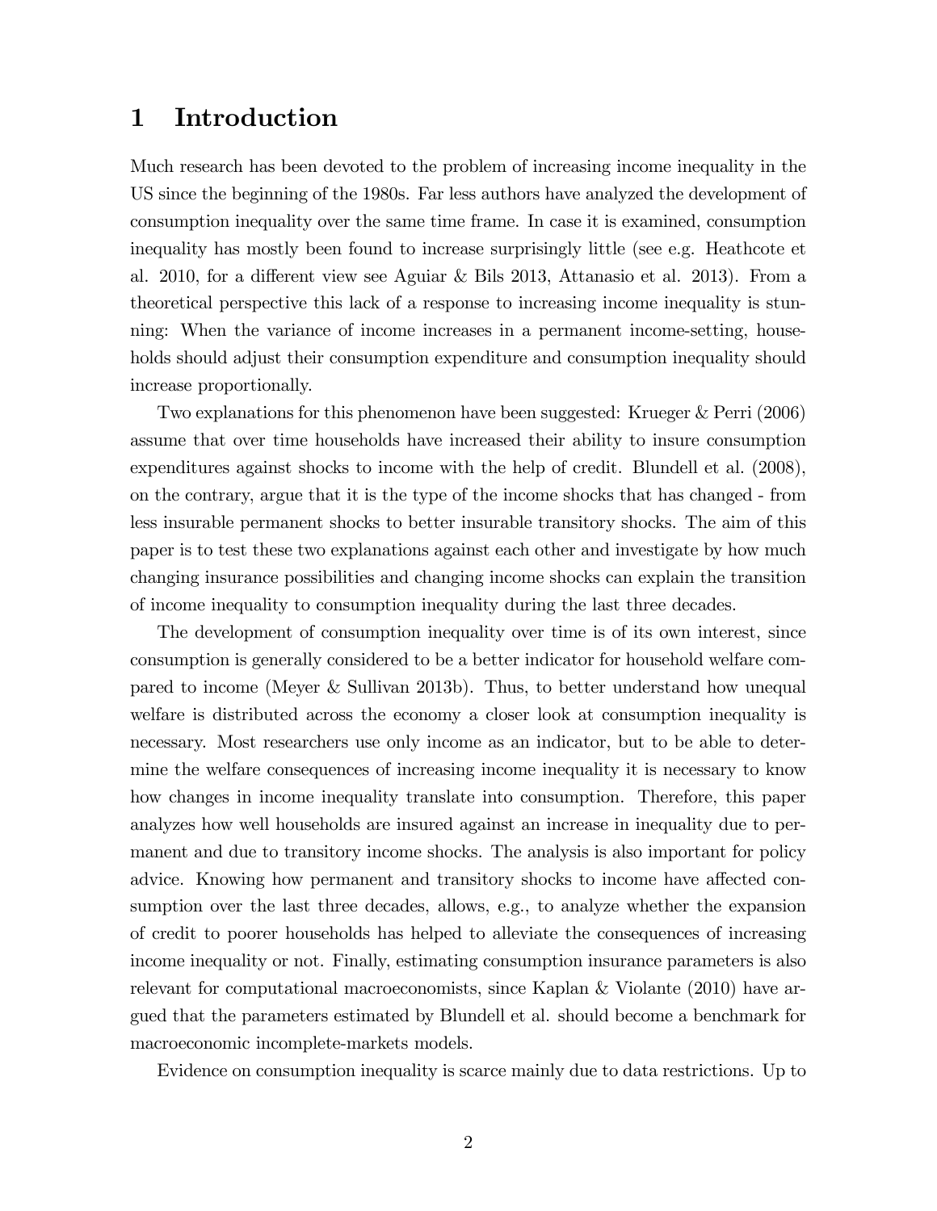# 1 Introduction

Much research has been devoted to the problem of increasing income inequality in the US since the beginning of the 1980s. Far less authors have analyzed the development of consumption inequality over the same time frame. In case it is examined, consumption inequality has mostly been found to increase surprisingly little (see e.g. Heathcote et al. 2010, for a different view see Aguiar & Bils 2013, Attanasio et al. 2013). From a theoretical perspective this lack of a response to increasing income inequality is stunning: When the variance of income increases in a permanent income-setting, households should adjust their consumption expenditure and consumption inequality should increase proportionally.

Two explanations for this phenomenon have been suggested: Krueger & Perri (2006) assume that over time households have increased their ability to insure consumption expenditures against shocks to income with the help of credit. Blundell et al. (2008), on the contrary, argue that it is the type of the income shocks that has changed - from less insurable permanent shocks to better insurable transitory shocks. The aim of this paper is to test these two explanations against each other and investigate by how much changing insurance possibilities and changing income shocks can explain the transition of income inequality to consumption inequality during the last three decades.

The development of consumption inequality over time is of its own interest, since consumption is generally considered to be a better indicator for household welfare compared to income (Meyer & Sullivan 2013b). Thus, to better understand how unequal welfare is distributed across the economy a closer look at consumption inequality is necessary. Most researchers use only income as an indicator, but to be able to determine the welfare consequences of increasing income inequality it is necessary to know how changes in income inequality translate into consumption. Therefore, this paper analyzes how well households are insured against an increase in inequality due to permanent and due to transitory income shocks. The analysis is also important for policy advice. Knowing how permanent and transitory shocks to income have affected consumption over the last three decades, allows, e.g., to analyze whether the expansion of credit to poorer households has helped to alleviate the consequences of increasing income inequality or not. Finally, estimating consumption insurance parameters is also relevant for computational macroeconomists, since Kaplan & Violante (2010) have argued that the parameters estimated by Blundell et al. should become a benchmark for macroeconomic incomplete-markets models.

Evidence on consumption inequality is scarce mainly due to data restrictions. Up to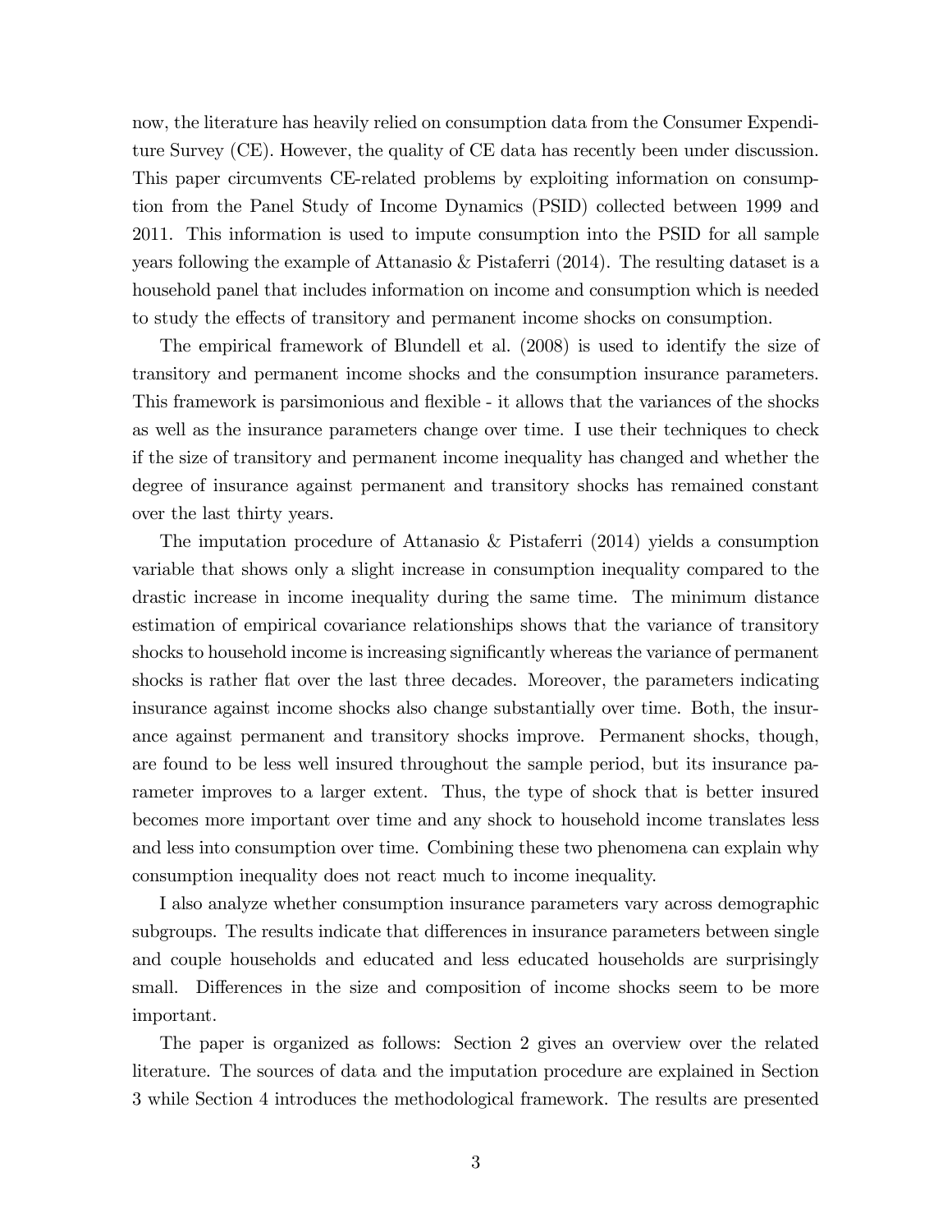now, the literature has heavily relied on consumption data from the Consumer Expenditure Survey (CE). However, the quality of CE data has recently been under discussion. This paper circumvents CE-related problems by exploiting information on consumption from the Panel Study of Income Dynamics (PSID) collected between 1999 and 2011. This information is used to impute consumption into the PSID for all sample years following the example of Attanasio & Pistaferri (2014). The resulting dataset is a household panel that includes information on income and consumption which is needed to study the effects of transitory and permanent income shocks on consumption.

The empirical framework of Blundell et al. (2008) is used to identify the size of transitory and permanent income shocks and the consumption insurance parameters. This framework is parsimonious and flexible - it allows that the variances of the shocks as well as the insurance parameters change over time. I use their techniques to check if the size of transitory and permanent income inequality has changed and whether the degree of insurance against permanent and transitory shocks has remained constant over the last thirty years.

The imputation procedure of Attanasio & Pistaferri (2014) yields a consumption variable that shows only a slight increase in consumption inequality compared to the drastic increase in income inequality during the same time. The minimum distance estimation of empirical covariance relationships shows that the variance of transitory shocks to household income is increasing significantly whereas the variance of permanent shocks is rather flat over the last three decades. Moreover, the parameters indicating insurance against income shocks also change substantially over time. Both, the insurance against permanent and transitory shocks improve. Permanent shocks, though, are found to be less well insured throughout the sample period, but its insurance parameter improves to a larger extent. Thus, the type of shock that is better insured becomes more important over time and any shock to household income translates less and less into consumption over time. Combining these two phenomena can explain why consumption inequality does not react much to income inequality.

I also analyze whether consumption insurance parameters vary across demographic subgroups. The results indicate that differences in insurance parameters between single and couple households and educated and less educated households are surprisingly small. Differences in the size and composition of income shocks seem to be more important.

The paper is organized as follows: Section 2 gives an overview over the related literature. The sources of data and the imputation procedure are explained in Section 3 while Section 4 introduces the methodological framework. The results are presented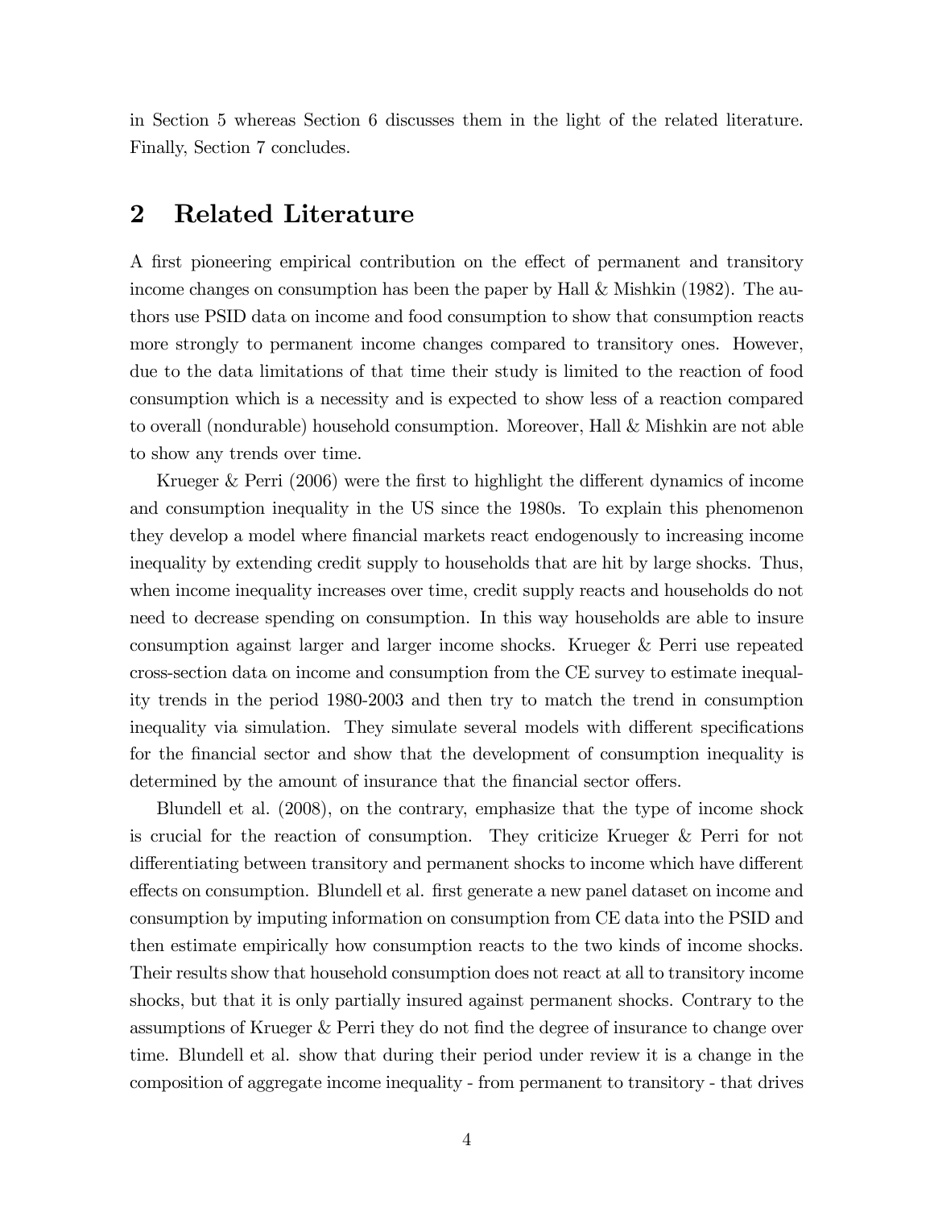in Section 5 whereas Section 6 discusses them in the light of the related literature. Finally, Section 7 concludes.

## 2 Related Literature

A first pioneering empirical contribution on the effect of permanent and transitory income changes on consumption has been the paper by Hall & Mishkin (1982). The authors use PSID data on income and food consumption to show that consumption reacts more strongly to permanent income changes compared to transitory ones. However, due to the data limitations of that time their study is limited to the reaction of food consumption which is a necessity and is expected to show less of a reaction compared to overall (nondurable) household consumption. Moreover, Hall & Mishkin are not able to show any trends over time.

Krueger & Perri (2006) were the first to highlight the different dynamics of income and consumption inequality in the US since the 1980s. To explain this phenomenon they develop a model where financial markets react endogenously to increasing income inequality by extending credit supply to households that are hit by large shocks. Thus, when income inequality increases over time, credit supply reacts and households do not need to decrease spending on consumption. In this way households are able to insure consumption against larger and larger income shocks. Krueger & Perri use repeated cross-section data on income and consumption from the CE survey to estimate inequality trends in the period 1980-2003 and then try to match the trend in consumption inequality via simulation. They simulate several models with different specifications for the financial sector and show that the development of consumption inequality is determined by the amount of insurance that the financial sector offers.

Blundell et al. (2008), on the contrary, emphasize that the type of income shock is crucial for the reaction of consumption. They criticize Krueger & Perri for not differentiating between transitory and permanent shocks to income which have different effects on consumption. Blundell et al. first generate a new panel dataset on income and consumption by imputing information on consumption from CE data into the PSID and then estimate empirically how consumption reacts to the two kinds of income shocks. Their results show that household consumption does not react at all to transitory income shocks, but that it is only partially insured against permanent shocks. Contrary to the assumptions of Krueger & Perri they do not find the degree of insurance to change over time. Blundell et al. show that during their period under review it is a change in the composition of aggregate income inequality - from permanent to transitory - that drives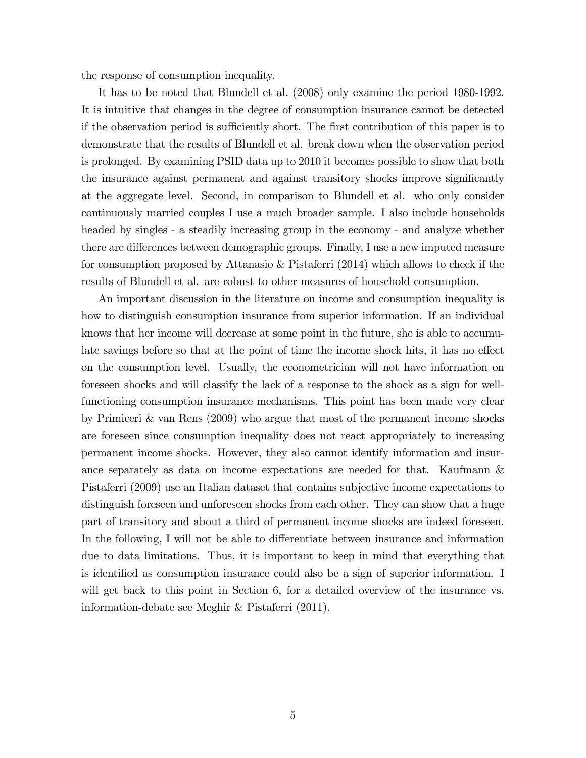the response of consumption inequality.

It has to be noted that Blundell et al. (2008) only examine the period 1980-1992. It is intuitive that changes in the degree of consumption insurance cannot be detected if the observation period is sufficiently short. The first contribution of this paper is to demonstrate that the results of Blundell et al. break down when the observation period is prolonged. By examining PSID data up to 2010 it becomes possible to show that both the insurance against permanent and against transitory shocks improve significantly at the aggregate level. Second, in comparison to Blundell et al. who only consider continuously married couples I use a much broader sample. I also include households headed by singles - a steadily increasing group in the economy - and analyze whether there are differences between demographic groups. Finally, I use a new imputed measure for consumption proposed by Attanasio & Pistaferri (2014) which allows to check if the results of Blundell et al. are robust to other measures of household consumption.

An important discussion in the literature on income and consumption inequality is how to distinguish consumption insurance from superior information. If an individual knows that her income will decrease at some point in the future, she is able to accumulate savings before so that at the point of time the income shock hits, it has no effect on the consumption level. Usually, the econometrician will not have information on foreseen shocks and will classify the lack of a response to the shock as a sign for well-functioning consumption insurance mechanisms. This point has been made very clear by Primiceri & van Rens (2009) who argue that most of the permanent income shocks are foreseen since consumption inequality does not react appropriately to increasing permanent income shocks. However, they also cannot identify information and insurance separately as data on income expectations are needed for that. Kaufmann & Pistaferri (2009) use an Italian dataset that contains subjective income expectations to distinguish foreseen and unforeseen shocks from each other. They can show that a huge part of transitory and about a third of permanent income shocks are indeed foreseen. In the following, I will not be able to differentiate between insurance and information due to data limitations. Thus, it is important to keep in mind that everything that is identified as consumption insurance could also be a sign of superior information. I will get back to this point in Section 6, for a detailed overview of the insurance vs. information-debate see Meghir & Pistaferri (2011).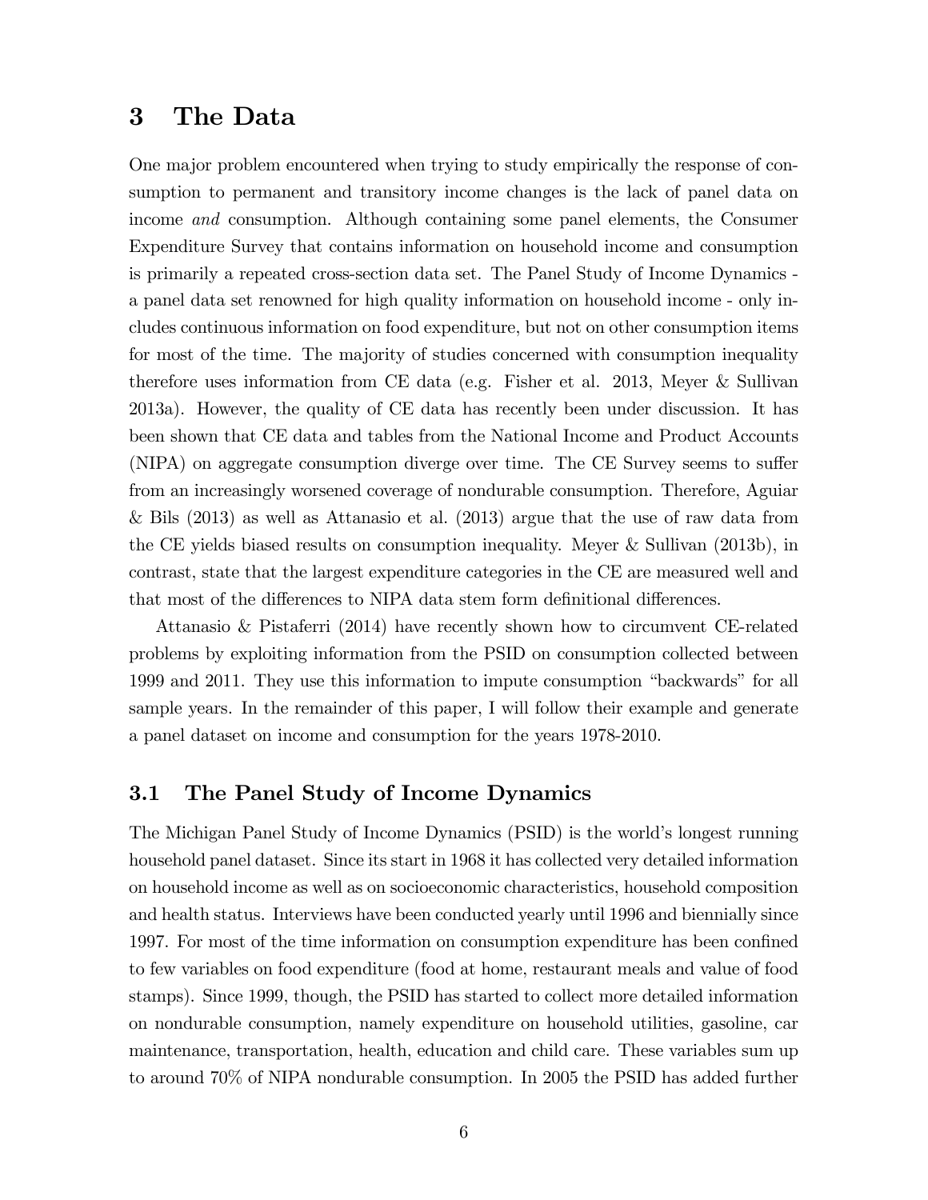# 3 The Data

One major problem encountered when trying to study empirically the response of consumption to permanent and transitory income changes is the lack of panel data on income *and* consumption. Although containing some panel elements, the Consumer Expenditure Survey that contains information on household income and consumption is primarily a repeated cross-section data set. The Panel Study of Income Dynamics - a panel data set renowned for high quality information on household income - only includes continuous information on food expenditure, but not on other consumption items for most of the time. The majority of studies concerned with consumption inequality therefore uses information from CE data (e.g. Fisher et al. 2013, Meyer & Sullivan 2013a). However, the quality of CE data has recently been under discussion. It has been shown that CE data and tables from the National Income and Product Accounts (NIPA) on aggregate consumption diverge over time. The CE Survey seems to suffer from an increasingly worsened coverage of nondurable consumption. Therefore, Aguiar & Bils (2013) as well as Attanasio et al. (2013) argue that the use of raw data from the CE yields biased results on consumption inequality. Meyer & Sullivan (2013b), in contrast, state that the largest expenditure categories in the CE are measured well and that most of the differences to NIPA data stem form definitional differences.

Attanasio & Pistaferri (2014) have recently shown how to circumvent CE-related problems by exploiting information from the PSID on consumption collected between 1999 and 2011. They use this information to impute consumption "backwards" for all sample years. In the remainder of this paper, I will follow their example and generate a panel dataset on income and consumption for the years 1978-2010.

## 3.1 The Panel Study of Income Dynamics

The Michigan Panel Study of Income Dynamics (PSID) is the world's longest running household panel dataset. Since its start in 1968 it has collected very detailed information on household income as well as on socioeconomic characteristics, household composition and health status. Interviews have been conducted yearly until 1996 and biennially since 1997. For most of the time information on consumption expenditure has been confined to few variables on food expenditure (food at home, restaurant meals and value of food stamps). Since 1999, though, the PSID has started to collect more detailed information on nondurable consumption, namely expenditure on household utilities, gasoline, car maintenance, transportation, health, education and child care. These variables sum up to around 70% of NIPA nondurable consumption. In 2005 the PSID has added further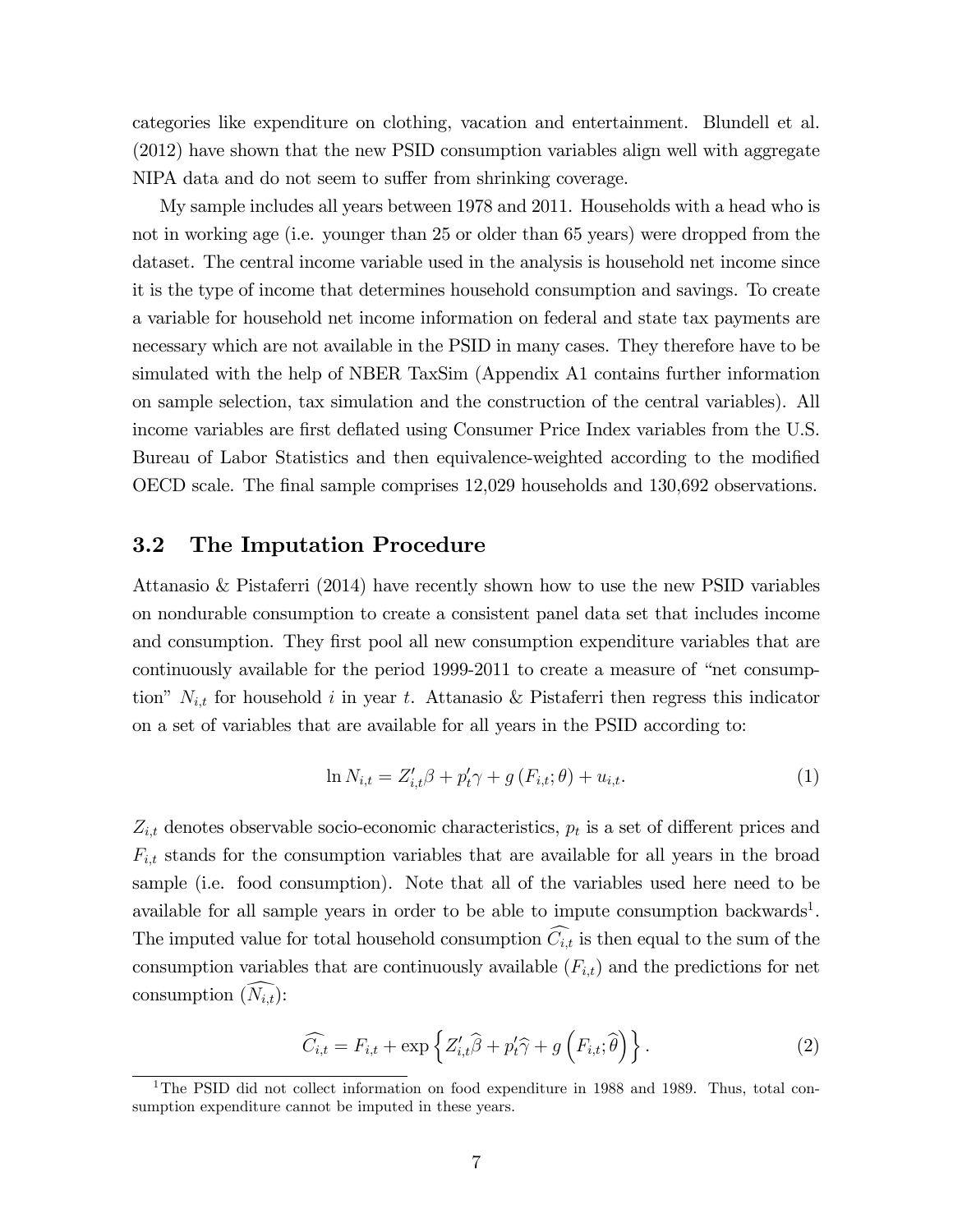categories like expenditure on clothing, vacation and entertainment. Blundell et al. (2012) have shown that the new PSID consumption variables align well with aggregate NIPA data and do not seem to suffer from shrinking coverage.

My sample includes all years between 1978 and 2011. Households with a head who is not in working age (i.e. younger than 25 or older than 65 years) were dropped from the dataset. The central income variable used in the analysis is household net income since it is the type of income that determines household consumption and savings. To create a variable for household net income information on federal and state tax payments are necessary which are not available in the PSID in many cases. They therefore have to be simulated with the help of NBER TaxSim (Appendix A1 contains further information on sample selection, tax simulation and the construction of the central variables). All income variables are first deflated using Consumer Price Index variables from the U.S. Bureau of Labor Statistics and then equivalence-weighted according to the modified OECD scale. The final sample comprises 12,029 households and 130,692 observations.

## 3.2 The Imputation Procedure

Attanasio & Pistaferri (2014) have recently shown how to use the new PSID variables on nondurable consumption to create a consistent panel data set that includes income and consumption. They first pool all new consumption expenditure variables that are continuously available for the period 1999-2011 to create a measure of "net consumption" $N_{i,t}$ for household $i$ in year $t$. Attanasio & Pistaferri then regress this indicator on a set of variables that are available for all years in the PSID according to:

$$\ln N_{i,t} = Z'_{i,t}\beta + p'_t\gamma + g\left(F_{i,t};\theta\right) + u_{i,t}. \tag{1}$$

$Z_{i,t}$ denotes observable socio-economic characteristics, $p_t$ is a set of different prices and $F_{i,t}$ stands for the consumption variables that are available for all years in the broad sample (i.e. food consumption). Note that all of the variables used here need to be available for all sample years in order to be able to impute consumption backwards[1]. The imputed value for total household consumption $\widehat{C_{i,t}}$ is then equal to the sum of the consumption variables that are continuously available ($F_{i,t}$) and the predictions for net consumption ($\widehat{N_{i,t}}$):

$$\widehat{C_{i,t}} = F_{i,t} + \exp\left\{Z'_{i,t}\widehat{\beta} + p'_t\widehat{\gamma} + g\left(F_{i,t};\widehat{\theta}\right)\right\}. \tag{2}$$

[1] The PSID did not collect information on food expenditure in 1988 and 1989. Thus, total consumption expenditure cannot be imputed in these years.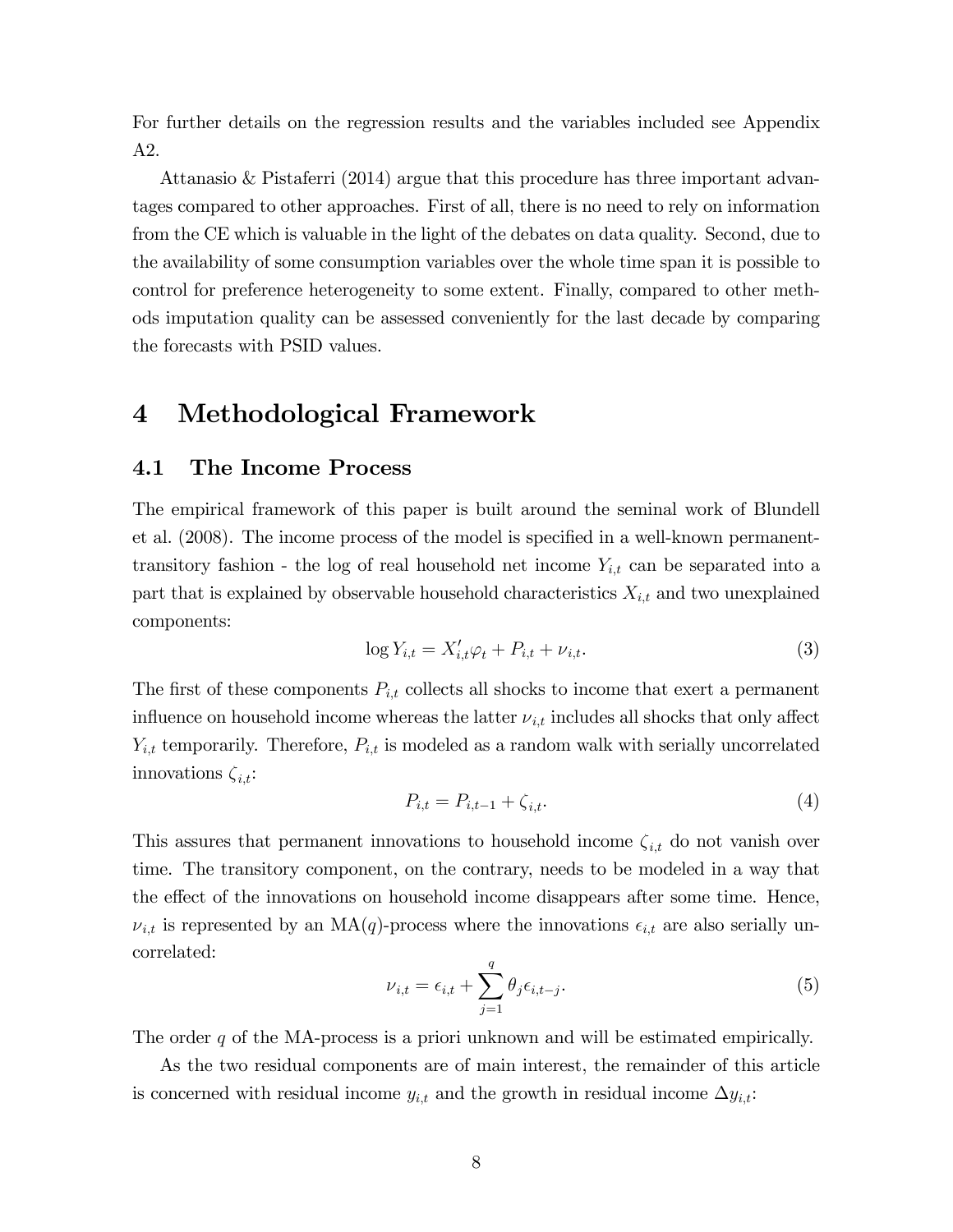For further details on the regression results and the variables included see Appendix A2.

Attanasio & Pistaferri (2014) argue that this procedure has three important advantages compared to other approaches. First of all, there is no need to rely on information from the CE which is valuable in the light of the debates on data quality. Second, due to the availability of some consumption variables over the whole time span it is possible to control for preference heterogeneity to some extent. Finally, compared to other methods imputation quality can be assessed conveniently for the last decade by comparing the forecasts with PSID values.

# 4 Methodological Framework

## 4.1 The Income Process

The empirical framework of this paper is built around the seminal work of Blundell et al. (2008). The income process of the model is specified in a well-known permanent-transitory fashion - the log of real household net income $Y_{i,t}$ can be separated into a part that is explained by observable household characteristics $X_{i,t}$ and two unexplained components:

$$\log Y_{i,t} = X'_{i,t}\varphi_t + P_{i,t} + \nu_{i,t}. \tag{3}$$

The first of these components $P_{i,t}$ collects all shocks to income that exert a permanent influence on household income whereas the latter $\nu_{i,t}$ includes all shocks that only affect $Y_{i,t}$ temporarily. Therefore, $P_{i,t}$ is modeled as a random walk with serially uncorrelated innovations $\zeta_{i,t}$:

$$P_{i,t} = P_{i,t-1} + \zeta_{i,t}. \tag{4}$$

This assures that permanent innovations to household income $\zeta_{i,t}$ do not vanish over time. The transitory component, on the contrary, needs to be modeled in a way that the effect of the innovations on household income disappears after some time. Hence, $\nu_{i,t}$ is represented by an MA($q$)-process where the innovations $\epsilon_{i,t}$ are also serially uncorrelated:

$$\nu_{i,t} = \epsilon_{i,t} + \sum_{j=1}^{q} \theta_j \epsilon_{i,t-j}. \tag{5}$$

The order $q$ of the MA-process is a priori unknown and will be estimated empirically.

As the two residual components are of main interest, the remainder of this article is concerned with residual income $y_{i,t}$ and the growth in residual income $\Delta y_{i,t}$: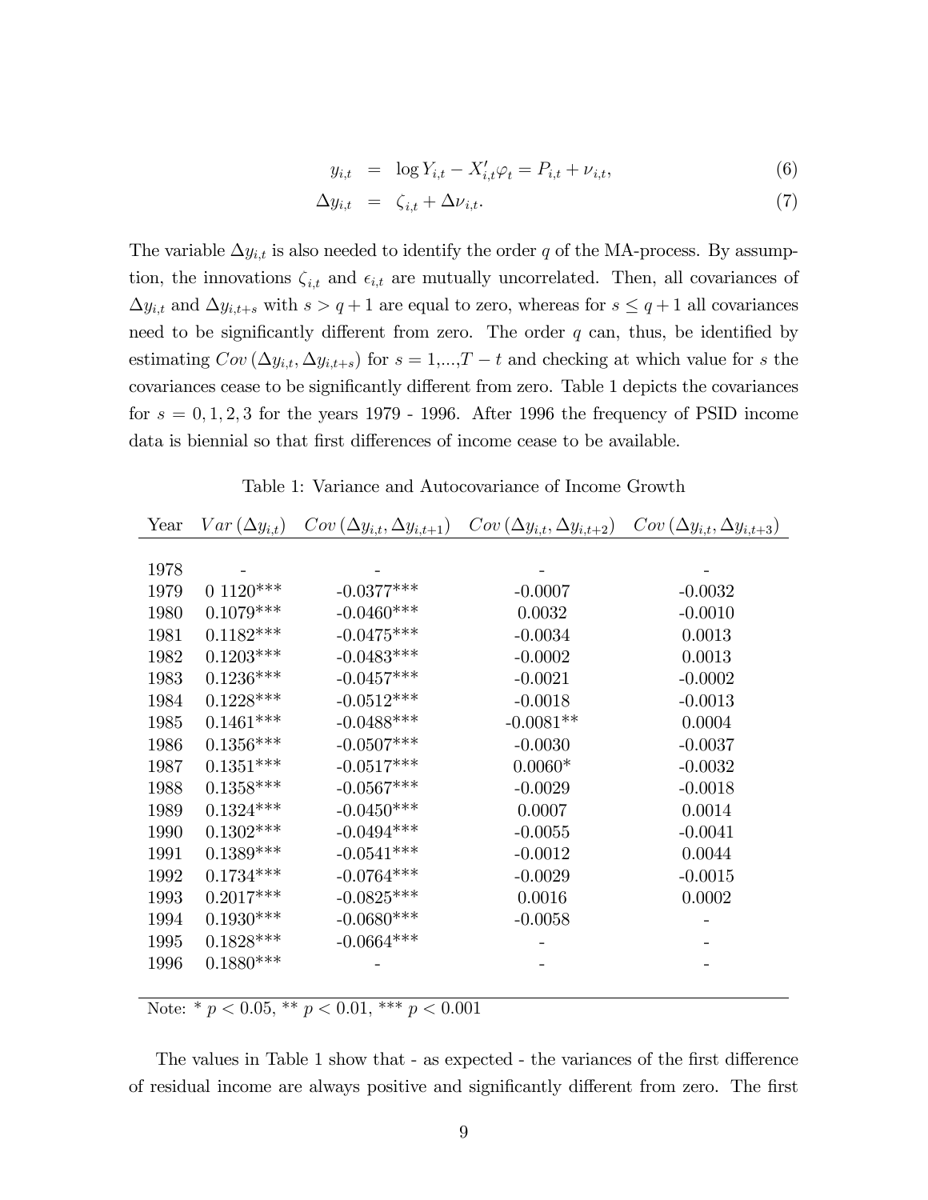$$
\begin{aligned}
y_{i,t} &= \log Y_{i,t} - X'_{i,t}\varphi_t = P_{i,t} + \nu_{i,t}, & (6)\\
\Delta y_{i,t} &= \zeta_{i,t} + \Delta\nu_{i,t}. & (7)
\end{aligned}
$$

The variable $\Delta y_{i,t}$ is also needed to identify the order $q$ of the MA-process. By assumption, the innovations $\zeta_{i,t}$ and $\epsilon_{i,t}$ are mutually uncorrelated. Then, all covariances of $\Delta y_{i,t}$ and $\Delta y_{i,t+s}$ with $s > q+1$ are equal to zero, whereas for $s \leq q+1$ all covariances need to be significantly different from zero. The order $q$ can, thus, be identified by estimating $Cov\left(\Delta y_{i,t}, \Delta y_{i,t+s}\right)$ for $s = 1,...,T-t$ and checking at which value for $s$ the covariances cease to be significantly different from zero. Table 1 depicts the covariances for $s = 0, 1, 2, 3$ for the years 1979 - 1996. After 1996 the frequency of PSID income data is biennial so that first differences of income cease to be available.

Table 1: Variance and Autocovariance of Income Growth

| Year | $Var\left(\Delta y_{i,t}\right)$ | $Cov\left(\Delta y_{i,t}, \Delta y_{i,t+1}\right)$ | $Cov\left(\Delta y_{i,t}, \Delta y_{i,t+2}\right)$ | $Cov\left(\Delta y_{i,t}, \Delta y_{i,t+3}\right)$ |
|---|---|---|---|---|
| 1978 | - | - | - | - |
| 1979 | 0 1120*** | -0.0377*** | -0.0007 | -0.0032 |
| 1980 | 0.1079*** | -0.0460*** | 0.0032 | -0.0010 |
| 1981 | 0.1182*** | -0.0475*** | -0.0034 | 0.0013 |
| 1982 | 0.1203*** | -0.0483*** | -0.0002 | 0.0013 |
| 1983 | 0.1236*** | -0.0457*** | -0.0021 | -0.0002 |
| 1984 | 0.1228*** | -0.0512*** | -0.0018 | -0.0013 |
| 1985 | 0.1461*** | -0.0488*** | -0.0081** | 0.0004 |
| 1986 | 0.1356*** | -0.0507*** | -0.0030 | -0.0037 |
| 1987 | 0.1351*** | -0.0517*** | 0.0060* | -0.0032 |
| 1988 | 0.1358*** | -0.0567*** | -0.0029 | -0.0018 |
| 1989 | 0.1324*** | -0.0450*** | 0.0007 | 0.0014 |
| 1990 | 0.1302*** | -0.0494*** | -0.0055 | -0.0041 |
| 1991 | 0.1389*** | -0.0541*** | -0.0012 | 0.0044 |
| 1992 | 0.1734*** | -0.0764*** | -0.0029 | -0.0015 |
| 1993 | 0.2017*** | -0.0825*** | 0.0016 | 0.0002 |
| 1994 | 0.1930*** | -0.0680*** | -0.0058 | - |
| 1995 | 0.1828*** | -0.0664*** | - | - |
| 1996 | 0.1880*** | - | - | - |

Note: * $p < 0.05$, ** $p < 0.01$, *** $p < 0.001$

The values in Table 1 show that - as expected - the variances of the first difference of residual income are always positive and significantly different from zero. The first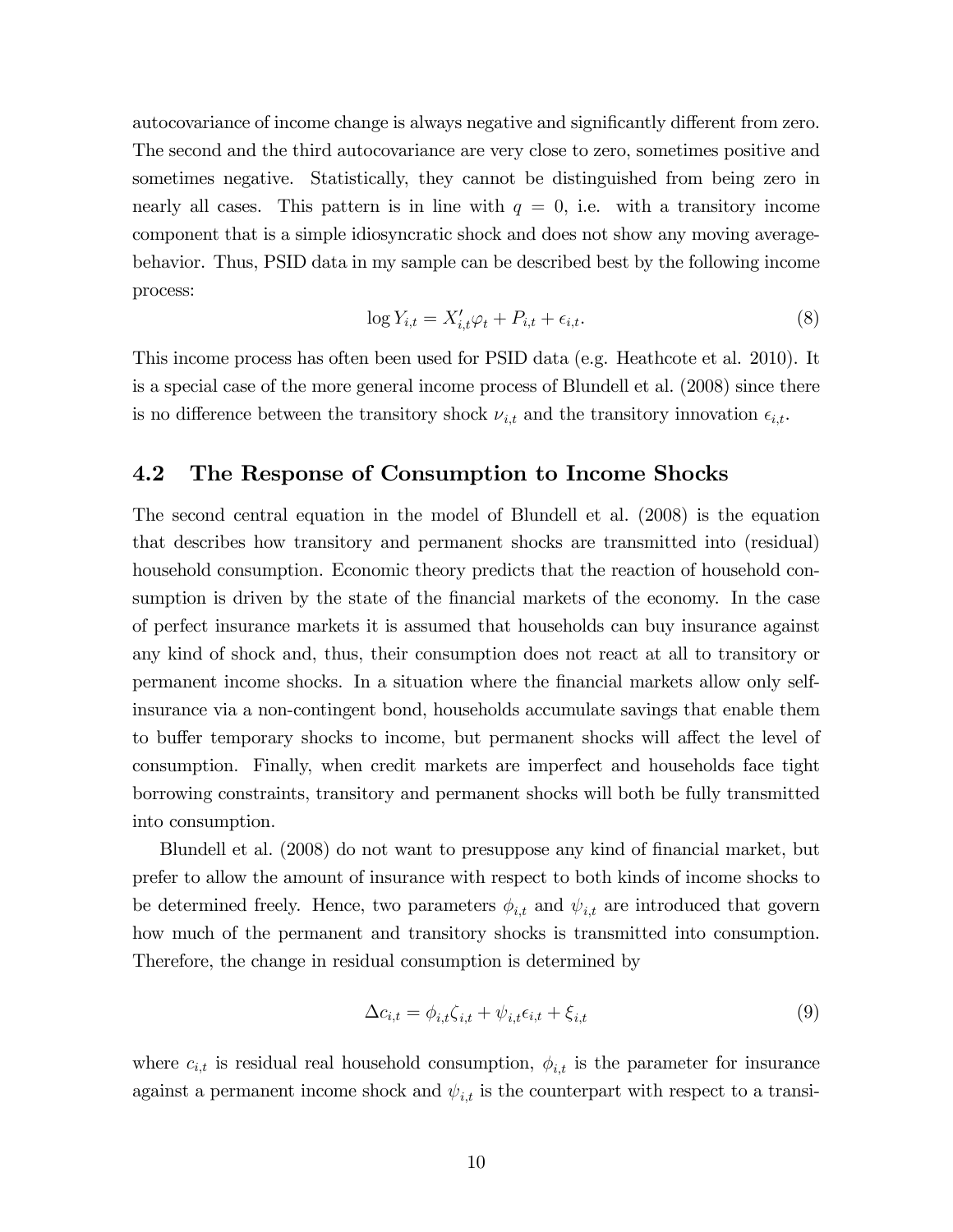autocovariance of income change is always negative and significantly different from zero. The second and the third autocovariance are very close to zero, sometimes positive and sometimes negative. Statistically, they cannot be distinguished from being zero in nearly all cases. This pattern is in line with $q = 0$, i.e. with a transitory income component that is a simple idiosyncratic shock and does not show any moving average-behavior. Thus, PSID data in my sample can be described best by the following income process:

$$\log Y_{i,t} = X'_{i,t}\varphi_t + P_{i,t} + \epsilon_{i,t}. \tag{8}$$

This income process has often been used for PSID data (e.g. Heathcote et al. 2010). It is a special case of the more general income process of Blundell et al. (2008) since there is no difference between the transitory shock $\nu_{i,t}$ and the transitory innovation $\epsilon_{i,t}$.

## 4.2 The Response of Consumption to Income Shocks

The second central equation in the model of Blundell et al. (2008) is the equation that describes how transitory and permanent shocks are transmitted into (residual) household consumption. Economic theory predicts that the reaction of household consumption is driven by the state of the financial markets of the economy. In the case of perfect insurance markets it is assumed that households can buy insurance against any kind of shock and, thus, their consumption does not react at all to transitory or permanent income shocks. In a situation where the financial markets allow only self-insurance via a non-contingent bond, households accumulate savings that enable them to buffer temporary shocks to income, but permanent shocks will affect the level of consumption. Finally, when credit markets are imperfect and households face tight borrowing constraints, transitory and permanent shocks will both be fully transmitted into consumption.

Blundell et al. (2008) do not want to presuppose any kind of financial market, but prefer to allow the amount of insurance with respect to both kinds of income shocks to be determined freely. Hence, two parameters $\phi_{i,t}$ and $\psi_{i,t}$ are introduced that govern how much of the permanent and transitory shocks is transmitted into consumption. Therefore, the change in residual consumption is determined by

$$\Delta c_{i,t} = \phi_{i,t}\zeta_{i,t} + \psi_{i,t}\epsilon_{i,t} + \xi_{i,t} \tag{9}$$

where $c_{i,t}$ is residual real household consumption, $\phi_{i,t}$ is the parameter for insurance against a permanent income shock and $\psi_{i,t}$ is the counterpart with respect to a transi-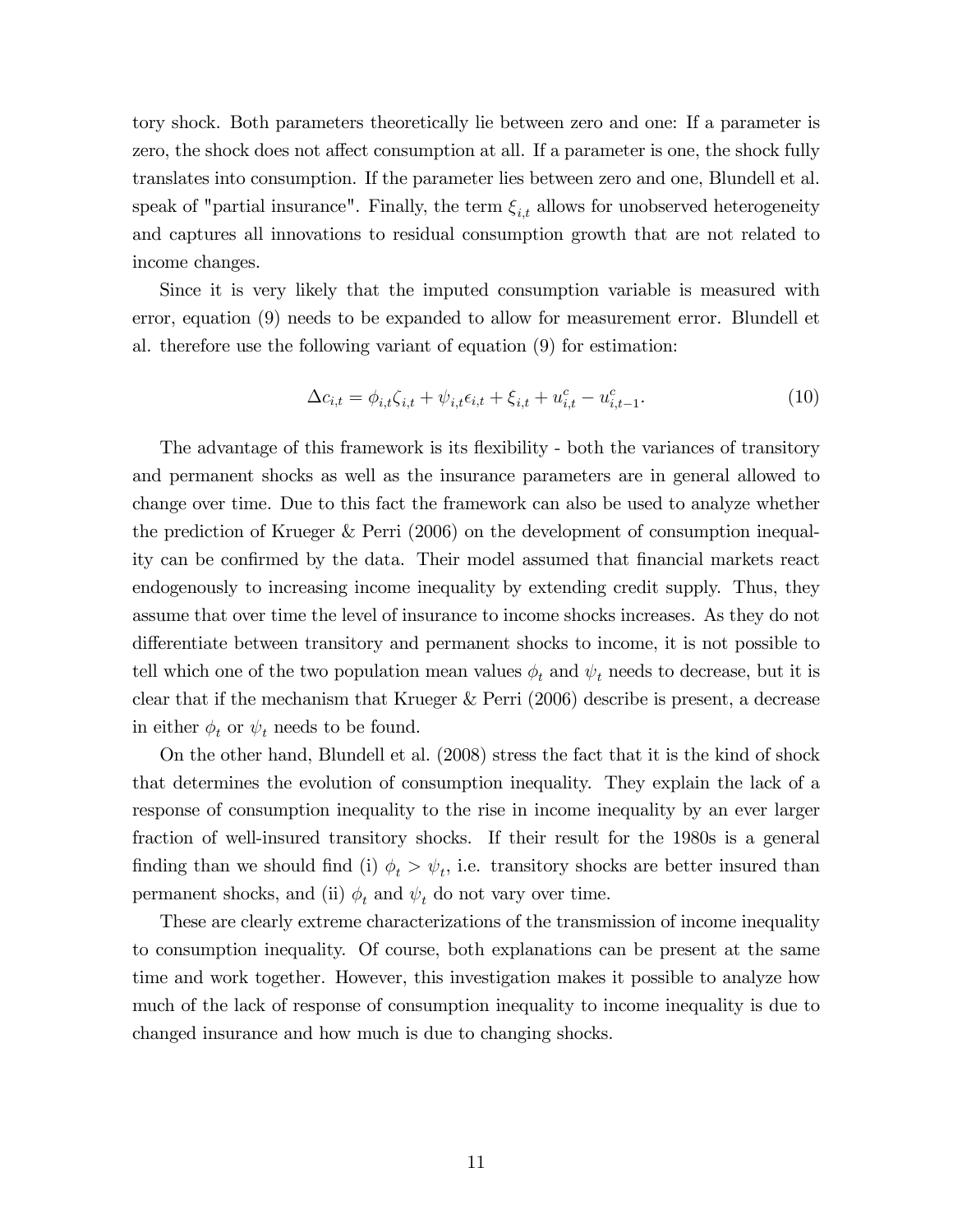tory shock. Both parameters theoretically lie between zero and one: If a parameter is zero, the shock does not affect consumption at all. If a parameter is one, the shock fully translates into consumption. If the parameter lies between zero and one, Blundell et al. speak of "partial insurance". Finally, the term $\xi_{i,t}$ allows for unobserved heterogeneity and captures all innovations to residual consumption growth that are not related to income changes.

Since it is very likely that the imputed consumption variable is measured with error, equation (9) needs to be expanded to allow for measurement error. Blundell et al. therefore use the following variant of equation (9) for estimation:

$$\Delta c_{i,t} = \phi_{i,t}\zeta_{i,t} + \psi_{i,t}\epsilon_{i,t} + \xi_{i,t} + u^c_{i,t} - u^c_{i,t-1}. \tag{10}$$

The advantage of this framework is its flexibility - both the variances of transitory and permanent shocks as well as the insurance parameters are in general allowed to change over time. Due to this fact the framework can also be used to analyze whether the prediction of Krueger & Perri (2006) on the development of consumption inequality can be confirmed by the data. Their model assumed that financial markets react endogenously to increasing income inequality by extending credit supply. Thus, they assume that over time the level of insurance to income shocks increases. As they do not differentiate between transitory and permanent shocks to income, it is not possible to tell which one of the two population mean values $\phi_t$ and $\psi_t$ needs to decrease, but it is clear that if the mechanism that Krueger & Perri (2006) describe is present, a decrease in either $\phi_t$ or $\psi_t$ needs to be found.

On the other hand, Blundell et al. (2008) stress the fact that it is the kind of shock that determines the evolution of consumption inequality. They explain the lack of a response of consumption inequality to the rise in income inequality by an ever larger fraction of well-insured transitory shocks. If their result for the 1980s is a general finding than we should find (i) $\phi_t > \psi_t$, i.e. transitory shocks are better insured than permanent shocks, and (ii) $\phi_t$ and $\psi_t$ do not vary over time.

These are clearly extreme characterizations of the transmission of income inequality to consumption inequality. Of course, both explanations can be present at the same time and work together. However, this investigation makes it possible to analyze how much of the lack of response of consumption inequality to income inequality is due to changed insurance and how much is due to changing shocks.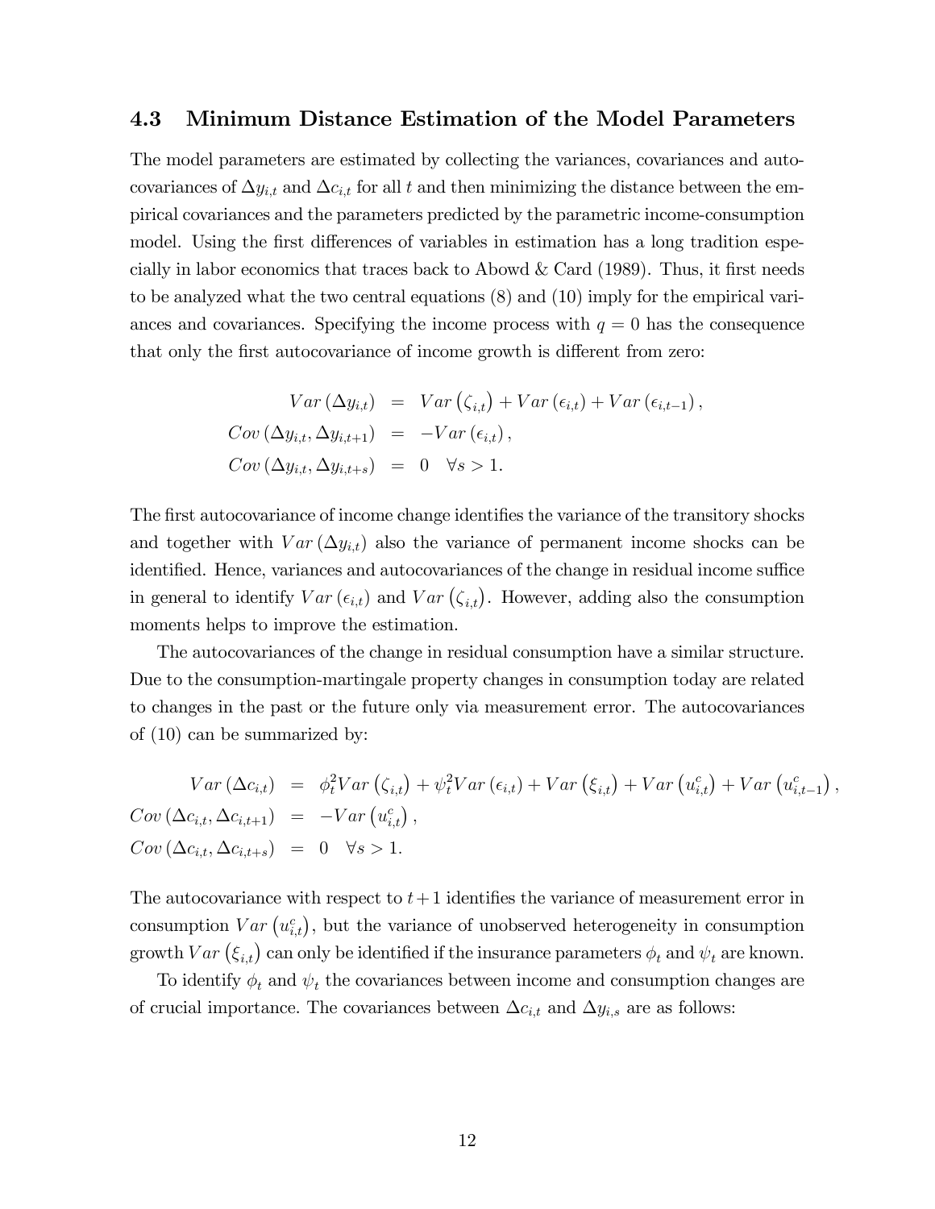### 4.3 Minimum Distance Estimation of the Model Parameters

The model parameters are estimated by collecting the variances, covariances and autocovariances of $\Delta y_{i,t}$ and $\Delta c_{i,t}$ for all $t$ and then minimizing the distance between the empirical covariances and the parameters predicted by the parametric income-consumption model. Using the first differences of variables in estimation has a long tradition especially in labor economics that traces back to Abowd & Card (1989). Thus, it first needs to be analyzed what the two central equations (8) and (10) imply for the empirical variances and covariances. Specifying the income process with $q = 0$ has the consequence that only the first autocovariance of income growth is different from zero:

$$
\begin{aligned}
Var\left(\Delta y_{i,t}\right) &= Var\left(\zeta_{i,t}\right) + Var\left(\epsilon_{i,t}\right) + Var\left(\epsilon_{i,t-1}\right), \\
Cov\left(\Delta y_{i,t}, \Delta y_{i,t+1}\right) &= -Var\left(\epsilon_{i,t}\right), \\
Cov\left(\Delta y_{i,t}, \Delta y_{i,t+s}\right) &= 0 \quad \forall s > 1.
\end{aligned}
$$

The first autocovariance of income change identifies the variance of the transitory shocks and together with $Var\left(\Delta y_{i,t}\right)$ also the variance of permanent income shocks can be identified. Hence, variances and autocovariances of the change in residual income suffice in general to identify $Var\left(\epsilon_{i,t}\right)$ and $Var\left(\zeta_{i,t}\right)$. However, adding also the consumption moments helps to improve the estimation.

The autocovariances of the change in residual consumption have a similar structure. Due to the consumption-martingale property changes in consumption today are related to changes in the past or the future only via measurement error. The autocovariances of (10) can be summarized by:

$$
\begin{aligned}
Var\left(\Delta c_{i,t}\right) &= \phi_t^2 Var\left(\zeta_{i,t}\right) + \psi_t^2 Var\left(\epsilon_{i,t}\right) + Var\left(\xi_{i,t}\right) + Var\left(u_{i,t}^c\right) + Var\left(u_{i,t-1}^c\right), \\
Cov\left(\Delta c_{i,t}, \Delta c_{i,t+1}\right) &= -Var\left(u_{i,t}^c\right), \\
Cov\left(\Delta c_{i,t}, \Delta c_{i,t+s}\right) &= 0 \quad \forall s > 1.
\end{aligned}
$$

The autocovariance with respect to $t+1$ identifies the variance of measurement error in consumption $Var\left(u_{i,t}^c\right)$, but the variance of unobserved heterogeneity in consumption growth $Var\left(\xi_{i,t}\right)$ can only be identified if the insurance parameters $\phi_t$ and $\psi_t$ are known.

To identify $\phi_t$ and $\psi_t$ the covariances between income and consumption changes are of crucial importance. The covariances between $\Delta c_{i,t}$ and $\Delta y_{i,s}$ are as follows: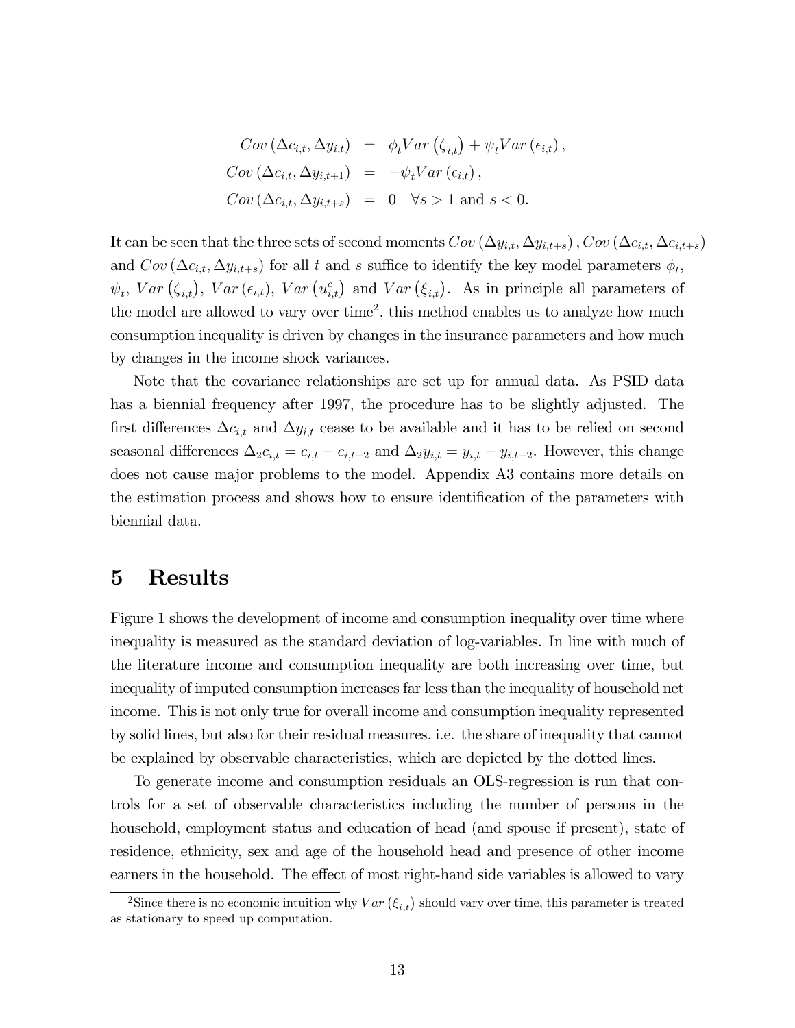$$
\begin{aligned}
Cov\left(\Delta c_{i,t}, \Delta y_{i,t}\right) &= \phi_t Var\left(\zeta_{i,t}\right) + \psi_t Var\left(\epsilon_{i,t}\right), \\
Cov\left(\Delta c_{i,t}, \Delta y_{i,t+1}\right) &= -\psi_t Var\left(\epsilon_{i,t}\right), \\
Cov\left(\Delta c_{i,t}, \Delta y_{i,t+s}\right) &= 0 \quad \forall s > 1 \text{ and } s < 0.
\end{aligned}
$$

It can be seen that the three sets of second moments $Cov\left(\Delta y_{i,t}, \Delta y_{i,t+s}\right), Cov\left(\Delta c_{i,t}, \Delta c_{i,t+s}\right)$ and $Cov\left(\Delta c_{i,t}, \Delta y_{i,t+s}\right)$ for all $t$ and $s$ suffice to identify the key model parameters $\phi_t$, $\psi_t$, $Var\left(\zeta_{i,t}\right)$, $Var\left(\epsilon_{i,t}\right)$, $Var\left(u^c_{i,t}\right)$ and $Var\left(\xi_{i,t}\right)$. As in principle all parameters of the model are allowed to vary over time[2], this method enables us to analyze how much consumption inequality is driven by changes in the insurance parameters and how much by changes in the income shock variances.

Note that the covariance relationships are set up for annual data. As PSID data has a biennial frequency after 1997, the procedure has to be slightly adjusted. The first differences $\Delta c_{i,t}$ and $\Delta y_{i,t}$ cease to be available and it has to be relied on second seasonal differences $\Delta_2 c_{i,t} = c_{i,t} - c_{i,t-2}$ and $\Delta_2 y_{i,t} = y_{i,t} - y_{i,t-2}$. However, this change does not cause major problems to the model. Appendix A3 contains more details on the estimation process and shows how to ensure identification of the parameters with biennial data.

# 5 Results

Figure 1 shows the development of income and consumption inequality over time where inequality is measured as the standard deviation of log-variables. In line with much of the literature income and consumption inequality are both increasing over time, but inequality of imputed consumption increases far less than the inequality of household net income. This is not only true for overall income and consumption inequality represented by solid lines, but also for their residual measures, i.e. the share of inequality that cannot be explained by observable characteristics, which are depicted by the dotted lines.

To generate income and consumption residuals an OLS-regression is run that controls for a set of observable characteristics including the number of persons in the household, employment status and education of head (and spouse if present), state of residence, ethnicity, sex and age of the household head and presence of other income earners in the household. The effect of most right-hand side variables is allowed to vary

[2] Since there is no economic intuition why $Var\left(\xi_{i,t}\right)$ should vary over time, this parameter is treated as stationary to speed up computation.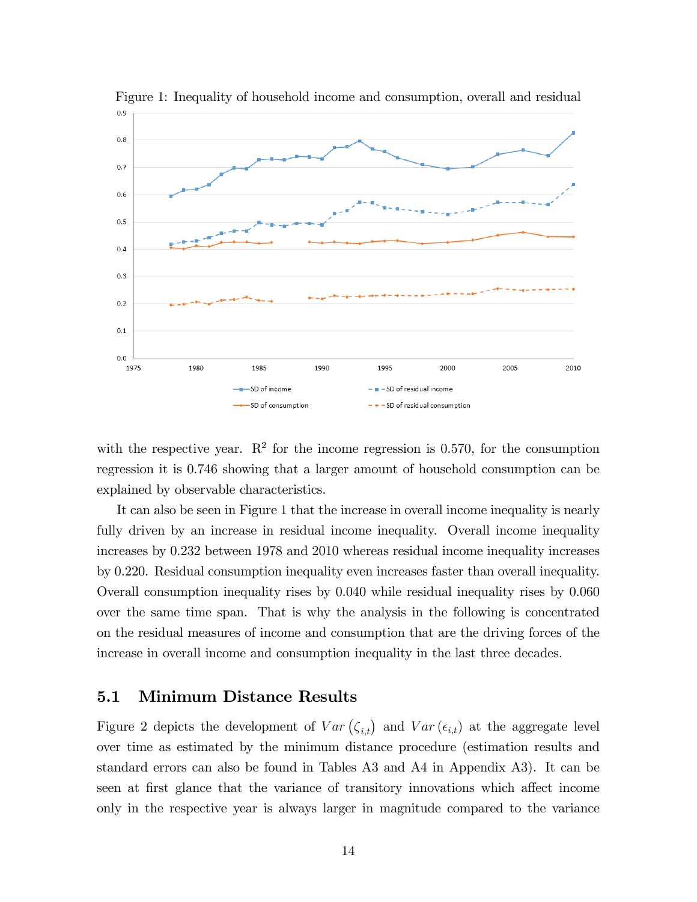Figure 1: Inequality of household income and consumption, overall and residual

with the respective year. $R^2$ for the income regression is 0.570, for the consumption regression it is 0.746 showing that a larger amount of household consumption can be explained by observable characteristics.

It can also be seen in Figure 1 that the increase in overall income inequality is nearly fully driven by an increase in residual income inequality. Overall income inequality increases by 0.232 between 1978 and 2010 whereas residual income inequality increases by 0.220. Residual consumption inequality even increases faster than overall inequality. Overall consumption inequality rises by 0.040 while residual inequality rises by 0.060 over the same time span. That is why the analysis in the following is concentrated on the residual measures of income and consumption that are the driving forces of the increase in overall income and consumption inequality in the last three decades.

## 5.1 Minimum Distance Results

Figure 2 depicts the development of $Var(\zeta_{i,t})$ and $Var(\epsilon_{i,t})$ at the aggregate level over time as estimated by the minimum distance procedure (estimation results and standard errors can also be found in Tables A3 and A4 in Appendix A3). It can be seen at first glance that the variance of transitory innovations which affect income only in the respective year is always larger in magnitude compared to the variance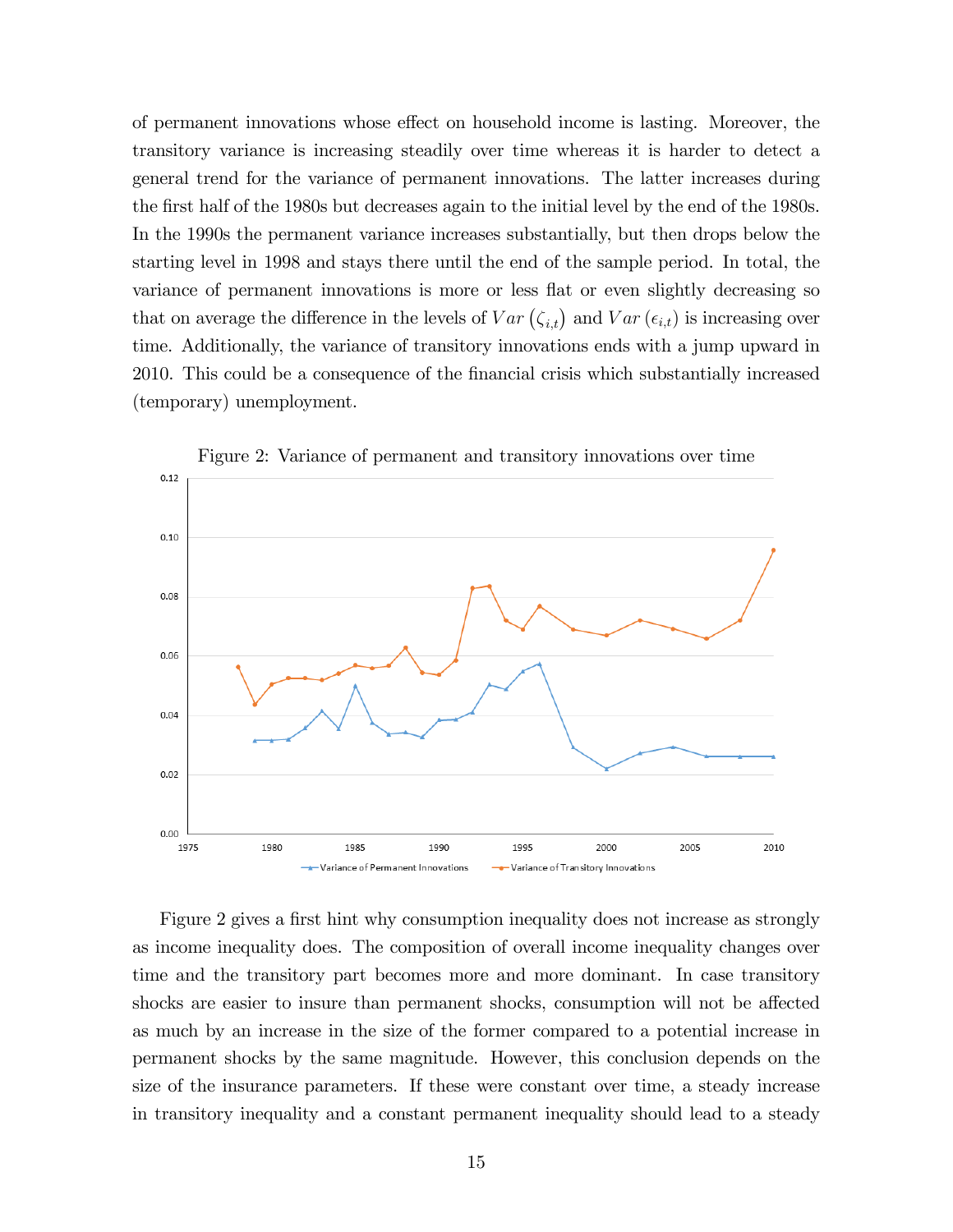of permanent innovations whose effect on household income is lasting. Moreover, the transitory variance is increasing steadily over time whereas it is harder to detect a general trend for the variance of permanent innovations. The latter increases during the first half of the 1980s but decreases again to the initial level by the end of the 1980s. In the 1990s the permanent variance increases substantially, but then drops below the starting level in 1998 and stays there until the end of the sample period. In total, the variance of permanent innovations is more or less flat or even slightly decreasing so that on average the difference in the levels of $Var\left(\zeta_{i,t}\right)$ and $Var\left(\epsilon_{i,t}\right)$ is increasing over time. Additionally, the variance of transitory innovations ends with a jump upward in 2010. This could be a consequence of the financial crisis which substantially increased (temporary) unemployment.

Figure 2: Variance of permanent and transitory innovations over time

Figure 2 gives a first hint why consumption inequality does not increase as strongly as income inequality does. The composition of overall income inequality changes over time and the transitory part becomes more and more dominant. In case transitory shocks are easier to insure than permanent shocks, consumption will not be affected as much by an increase in the size of the former compared to a potential increase in permanent shocks by the same magnitude. However, this conclusion depends on the size of the insurance parameters. If these were constant over time, a steady increase in transitory inequality and a constant permanent inequality should lead to a steady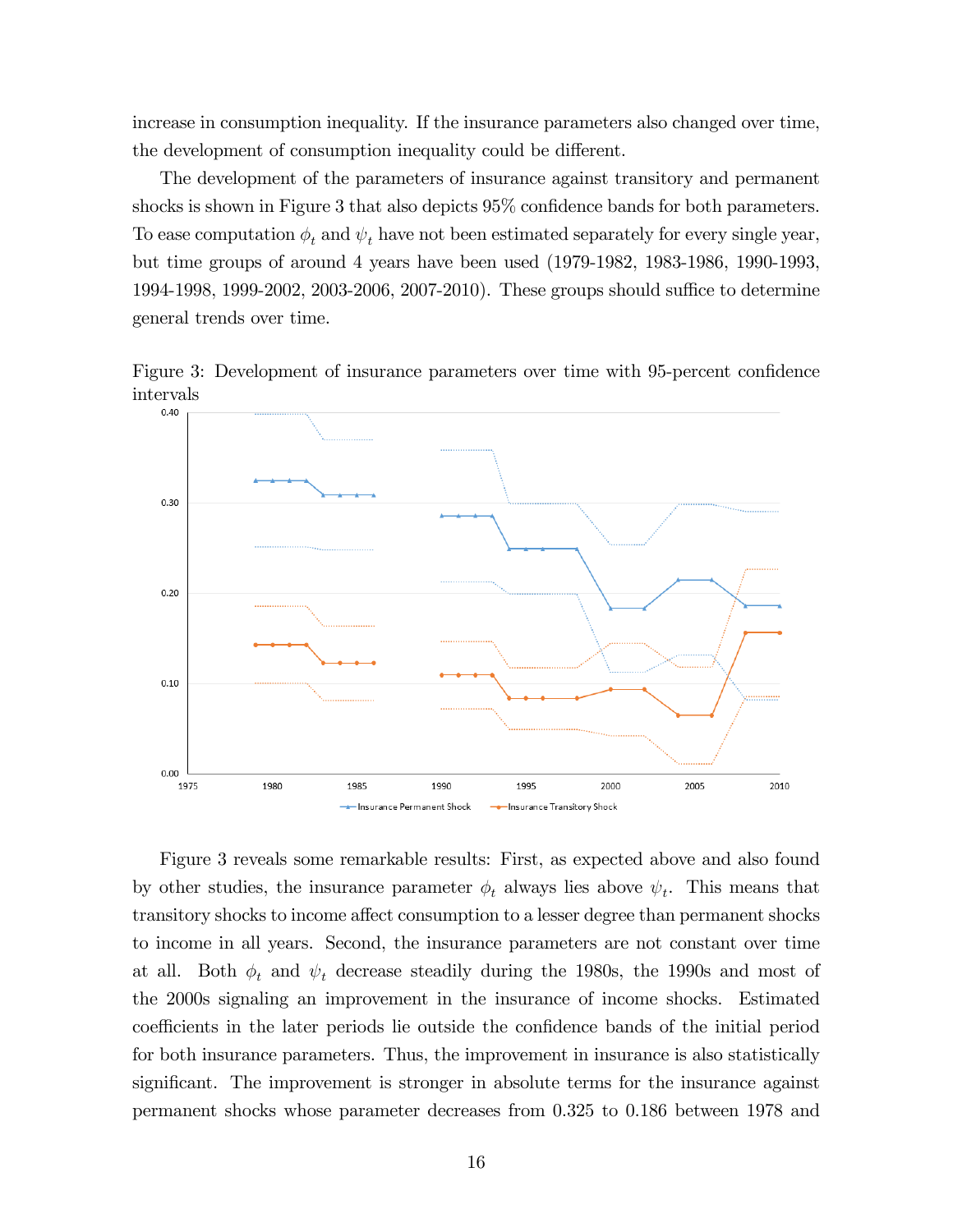increase in consumption inequality. If the insurance parameters also changed over time, the development of consumption inequality could be different.

The development of the parameters of insurance against transitory and permanent shocks is shown in Figure 3 that also depicts 95% confidence bands for both parameters. To ease computation $\phi_t$ and $\psi_t$ have not been estimated separately for every single year, but time groups of around 4 years have been used (1979-1982, 1983-1986, 1990-1993, 1994-1998, 1999-2002, 2003-2006, 2007-2010). These groups should suffice to determine general trends over time.

Figure 3: Development of insurance parameters over time with 95-percent confidence intervals

Figure 3 reveals some remarkable results: First, as expected above and also found by other studies, the insurance parameter $\phi_t$ always lies above $\psi_t$. This means that transitory shocks to income affect consumption to a lesser degree than permanent shocks to income in all years. Second, the insurance parameters are not constant over time at all. Both $\phi_t$ and $\psi_t$ decrease steadily during the 1980s, the 1990s and most of the 2000s signaling an improvement in the insurance of income shocks. Estimated coefficients in the later periods lie outside the confidence bands of the initial period for both insurance parameters. Thus, the improvement in insurance is also statistically significant. The improvement is stronger in absolute terms for the insurance against permanent shocks whose parameter decreases from 0.325 to 0.186 between 1978 and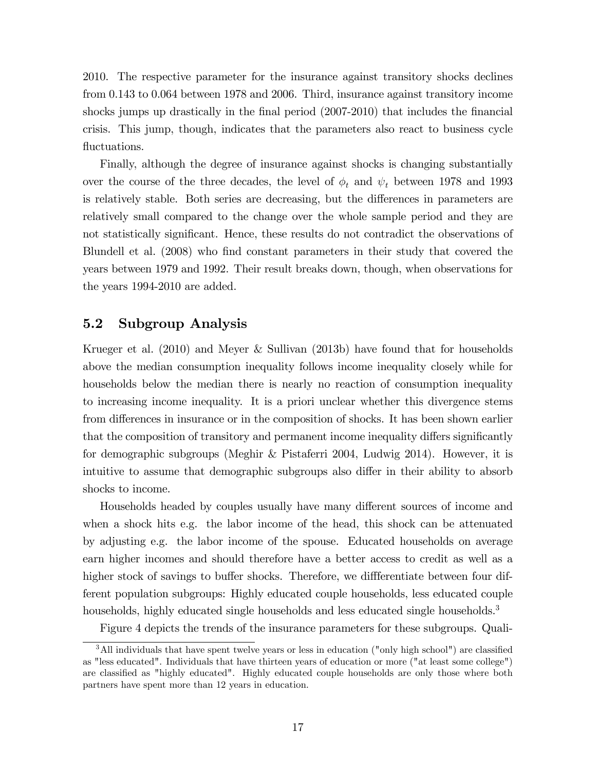2010. The respective parameter for the insurance against transitory shocks declines from 0.143 to 0.064 between 1978 and 2006. Third, insurance against transitory income shocks jumps up drastically in the final period (2007-2010) that includes the financial crisis. This jump, though, indicates that the parameters also react to business cycle fluctuations.

Finally, although the degree of insurance against shocks is changing substantially over the course of the three decades, the level of $\phi_t$ and $\psi_t$ between 1978 and 1993 is relatively stable. Both series are decreasing, but the differences in parameters are relatively small compared to the change over the whole sample period and they are not statistically significant. Hence, these results do not contradict the observations of Blundell et al. (2008) who find constant parameters in their study that covered the years between 1979 and 1992. Their result breaks down, though, when observations for the years 1994-2010 are added.

## 5.2 Subgroup Analysis

Krueger et al. (2010) and Meyer & Sullivan (2013b) have found that for households above the median consumption inequality follows income inequality closely while for households below the median there is nearly no reaction of consumption inequality to increasing income inequality. It is a priori unclear whether this divergence stems from differences in insurance or in the composition of shocks. It has been shown earlier that the composition of transitory and permanent income inequality differs significantly for demographic subgroups (Meghir & Pistaferri 2004, Ludwig 2014). However, it is intuitive to assume that demographic subgroups also differ in their ability to absorb shocks to income.

Households headed by couples usually have many different sources of income and when a shock hits e.g. the labor income of the head, this shock can be attenuated by adjusting e.g. the labor income of the spouse. Educated households on average earn higher incomes and should therefore have a better access to credit as well as a higher stock of savings to buffer shocks. Therefore, we diffferentiate between four different population subgroups: Highly educated couple households, less educated couple households, highly educated single households and less educated single households.[3]

Figure 4 depicts the trends of the insurance parameters for these subgroups. Quali-

[3] All individuals that have spent twelve years or less in education ("only high school") are classified as "less educated". Individuals that have thirteen years of education or more ("at least some college") are classified as "highly educated". Highly educated couple households are only those where both partners have spent more than 12 years in education.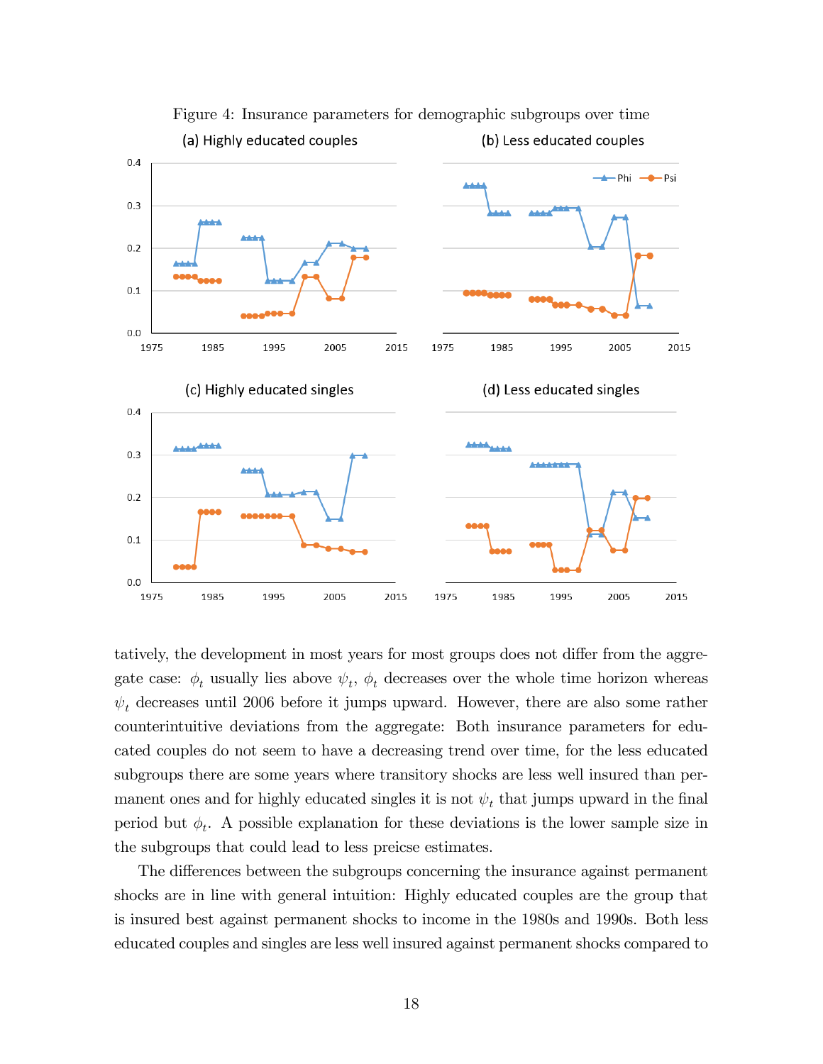Figure 4: Insurance parameters for demographic subgroups over time

tatively, the development in most years for most groups does not differ from the aggregate case: $\phi_t$ usually lies above $\psi_t$, $\phi_t$ decreases over the whole time horizon whereas $\psi_t$ decreases until 2006 before it jumps upward. However, there are also some rather counterintuitive deviations from the aggregate: Both insurance parameters for educated couples do not seem to have a decreasing trend over time, for the less educated subgroups there are some years where transitory shocks are less well insured than permanent ones and for highly educated singles it is not $\psi_t$ that jumps upward in the final period but $\phi_t$. A possible explanation for these deviations is the lower sample size in the subgroups that could lead to less preicse estimates.

The differences between the subgroups concerning the insurance against permanent shocks are in line with general intuition: Highly educated couples are the group that is insured best against permanent shocks to income in the 1980s and 1990s. Both less educated couples and singles are less well insured against permanent shocks compared to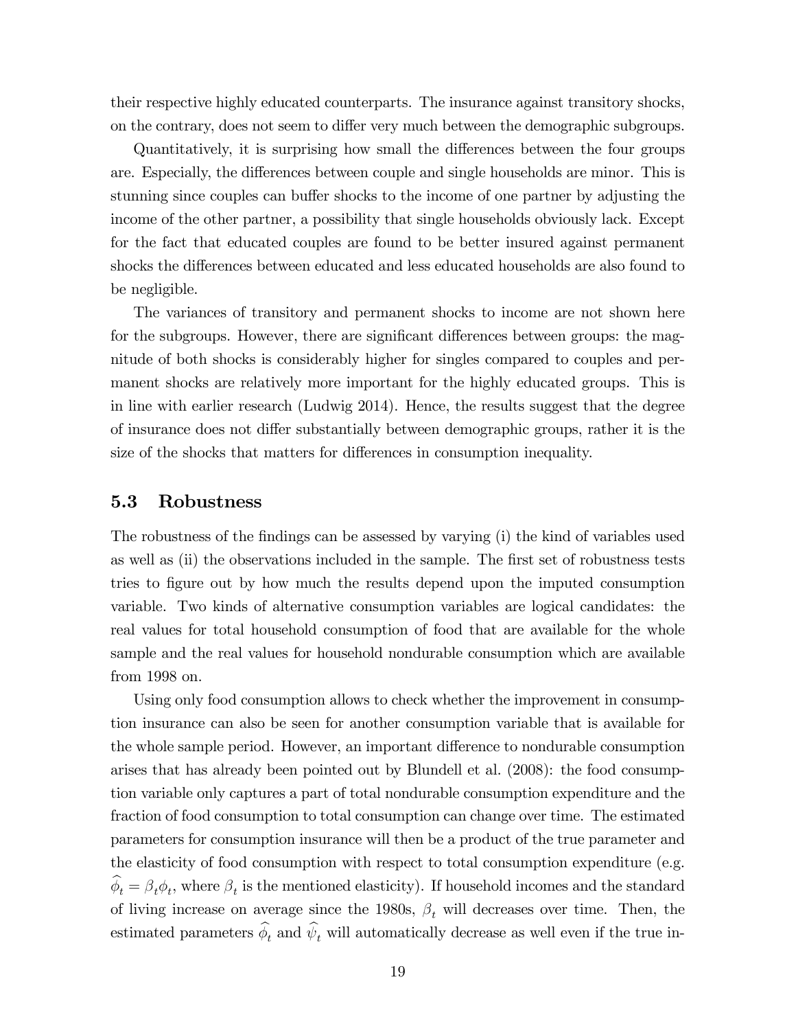their respective highly educated counterparts. The insurance against transitory shocks, on the contrary, does not seem to differ very much between the demographic subgroups.

Quantitatively, it is surprising how small the differences between the four groups are. Especially, the differences between couple and single households are minor. This is stunning since couples can buffer shocks to the income of one partner by adjusting the income of the other partner, a possibility that single households obviously lack. Except for the fact that educated couples are found to be better insured against permanent shocks the differences between educated and less educated households are also found to be negligible.

The variances of transitory and permanent shocks to income are not shown here for the subgroups. However, there are significant differences between groups: the magnitude of both shocks is considerably higher for singles compared to couples and permanent shocks are relatively more important for the highly educated groups. This is in line with earlier research (Ludwig 2014). Hence, the results suggest that the degree of insurance does not differ substantially between demographic groups, rather it is the size of the shocks that matters for differences in consumption inequality.

### 5.3 Robustness

The robustness of the findings can be assessed by varying (i) the kind of variables used as well as (ii) the observations included in the sample. The first set of robustness tests tries to figure out by how much the results depend upon the imputed consumption variable. Two kinds of alternative consumption variables are logical candidates: the real values for total household consumption of food that are available for the whole sample and the real values for household nondurable consumption which are available from 1998 on.

Using only food consumption allows to check whether the improvement in consumption insurance can also be seen for another consumption variable that is available for the whole sample period. However, an important difference to nondurable consumption arises that has already been pointed out by Blundell et al. (2008): the food consumption variable only captures a part of total nondurable consumption expenditure and the fraction of food consumption to total consumption can change over time. The estimated parameters for consumption insurance will then be a product of the true parameter and the elasticity of food consumption with respect to total consumption expenditure (e.g. $\widehat{\phi}_t = \beta_t \phi_t$, where $\beta_t$ is the mentioned elasticity). If household incomes and the standard of living increase on average since the 1980s, $\beta_t$ will decreases over time. Then, the estimated parameters $\widehat{\phi}_t$ and $\widehat{\psi}_t$ will automatically decrease as well even if the true in-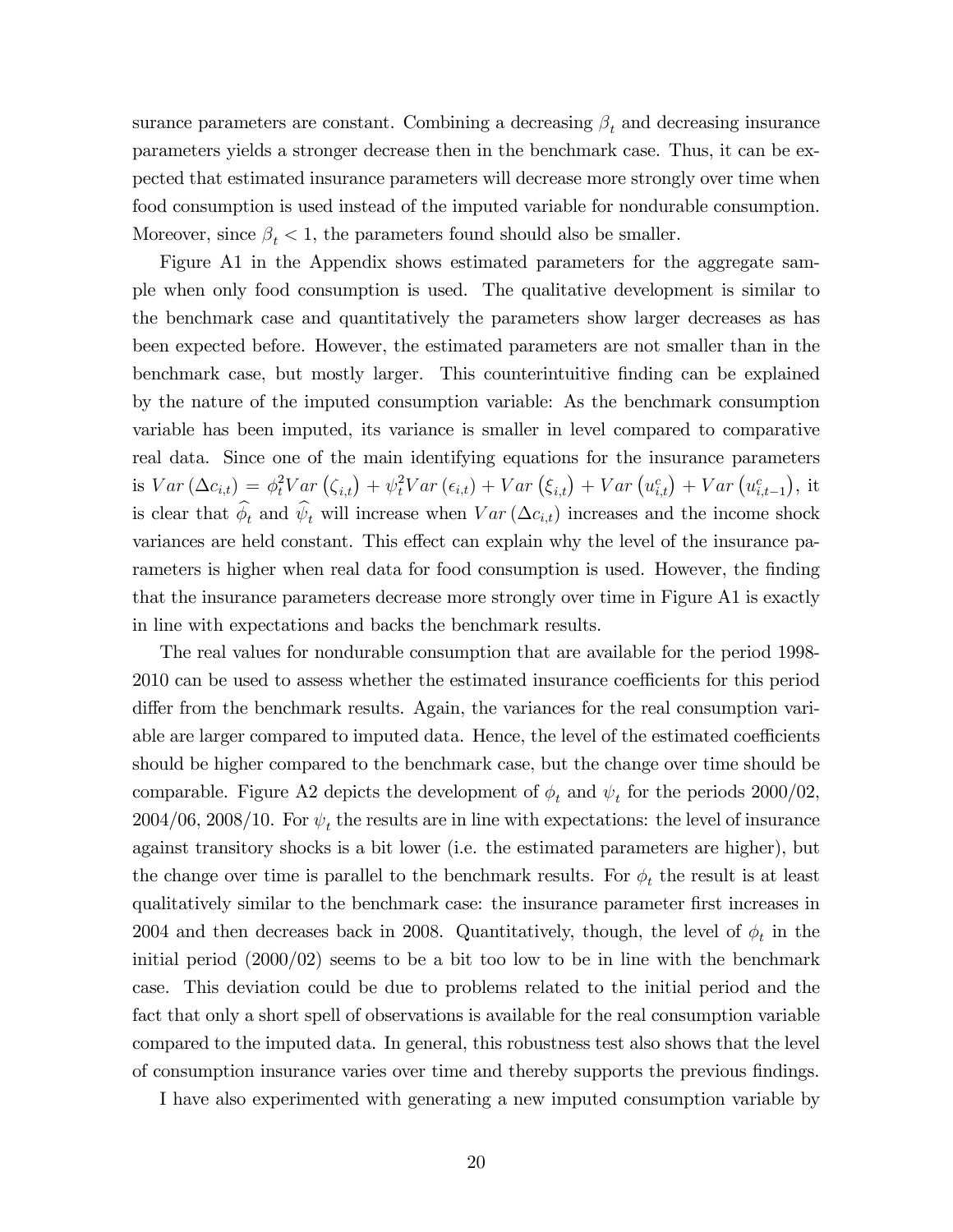surance parameters are constant. Combining a decreasing $\beta_t$ and decreasing insurance parameters yields a stronger decrease then in the benchmark case. Thus, it can be expected that estimated insurance parameters will decrease more strongly over time when food consumption is used instead of the imputed variable for nondurable consumption. Moreover, since $\beta_t < 1$, the parameters found should also be smaller.

Figure A1 in the Appendix shows estimated parameters for the aggregate sample when only food consumption is used. The qualitative development is similar to the benchmark case and quantitatively the parameters show larger decreases as has been expected before. However, the estimated parameters are not smaller than in the benchmark case, but mostly larger. This counterintuitive finding can be explained by the nature of the imputed consumption variable: As the benchmark consumption variable has been imputed, its variance is smaller in level compared to comparative real data. Since one of the main identifying equations for the insurance parameters is $Var(\Delta c_{i,t}) = \phi_t^2 Var(\zeta_{i,t}) + \psi_t^2 Var(\epsilon_{i,t}) + Var(\xi_{i,t}) + Var(u_{i,t}^c) + Var(u_{i,t-1}^c)$, it is clear that $\widehat{\phi}_t$ and $\widehat{\psi}_t$ will increase when $Var(\Delta c_{i,t})$ increases and the income shock variances are held constant. This effect can explain why the level of the insurance parameters is higher when real data for food consumption is used. However, the finding that the insurance parameters decrease more strongly over time in Figure A1 is exactly in line with expectations and backs the benchmark results.

The real values for nondurable consumption that are available for the period 1998-2010 can be used to assess whether the estimated insurance coefficients for this period differ from the benchmark results. Again, the variances for the real consumption variable are larger compared to imputed data. Hence, the level of the estimated coefficients should be higher compared to the benchmark case, but the change over time should be comparable. Figure A2 depicts the development of $\phi_t$ and $\psi_t$ for the periods 2000/02, 2004/06, 2008/10. For $\psi_t$ the results are in line with expectations: the level of insurance against transitory shocks is a bit lower (i.e. the estimated parameters are higher), but the change over time is parallel to the benchmark results. For $\phi_t$ the result is at least qualitatively similar to the benchmark case: the insurance parameter first increases in 2004 and then decreases back in 2008. Quantitatively, though, the level of $\phi_t$ in the initial period (2000/02) seems to be a bit too low to be in line with the benchmark case. This deviation could be due to problems related to the initial period and the fact that only a short spell of observations is available for the real consumption variable compared to the imputed data. In general, this robustness test also shows that the level of consumption insurance varies over time and thereby supports the previous findings.

I have also experimented with generating a new imputed consumption variable by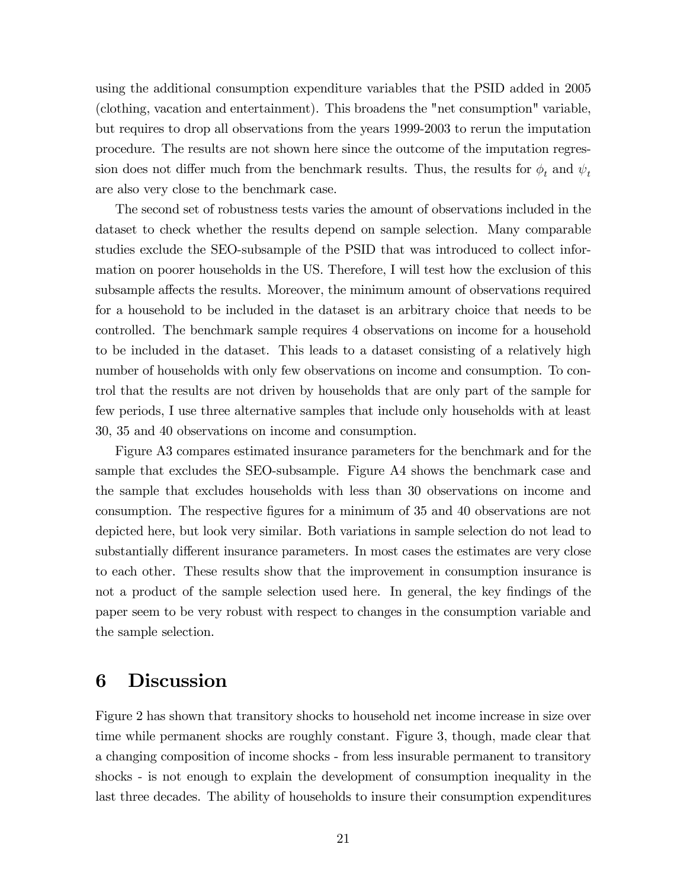using the additional consumption expenditure variables that the PSID added in 2005 (clothing, vacation and entertainment). This broadens the "net consumption" variable, but requires to drop all observations from the years 1999-2003 to rerun the imputation procedure. The results are not shown here since the outcome of the imputation regression does not differ much from the benchmark results. Thus, the results for $\phi_t$ and $\psi_t$ are also very close to the benchmark case.

The second set of robustness tests varies the amount of observations included in the dataset to check whether the results depend on sample selection. Many comparable studies exclude the SEO-subsample of the PSID that was introduced to collect information on poorer households in the US. Therefore, I will test how the exclusion of this subsample affects the results. Moreover, the minimum amount of observations required for a household to be included in the dataset is an arbitrary choice that needs to be controlled. The benchmark sample requires 4 observations on income for a household to be included in the dataset. This leads to a dataset consisting of a relatively high number of households with only few observations on income and consumption. To control that the results are not driven by households that are only part of the sample for few periods, I use three alternative samples that include only households with at least 30, 35 and 40 observations on income and consumption.

Figure A3 compares estimated insurance parameters for the benchmark and for the sample that excludes the SEO-subsample. Figure A4 shows the benchmark case and the sample that excludes households with less than 30 observations on income and consumption. The respective figures for a minimum of 35 and 40 observations are not depicted here, but look very similar. Both variations in sample selection do not lead to substantially different insurance parameters. In most cases the estimates are very close to each other. These results show that the improvement in consumption insurance is not a product of the sample selection used here. In general, the key findings of the paper seem to be very robust with respect to changes in the consumption variable and the sample selection.

# 6 Discussion

Figure 2 has shown that transitory shocks to household net income increase in size over time while permanent shocks are roughly constant. Figure 3, though, made clear that a changing composition of income shocks - from less insurable permanent to transitory shocks - is not enough to explain the development of consumption inequality in the last three decades. The ability of households to insure their consumption expenditures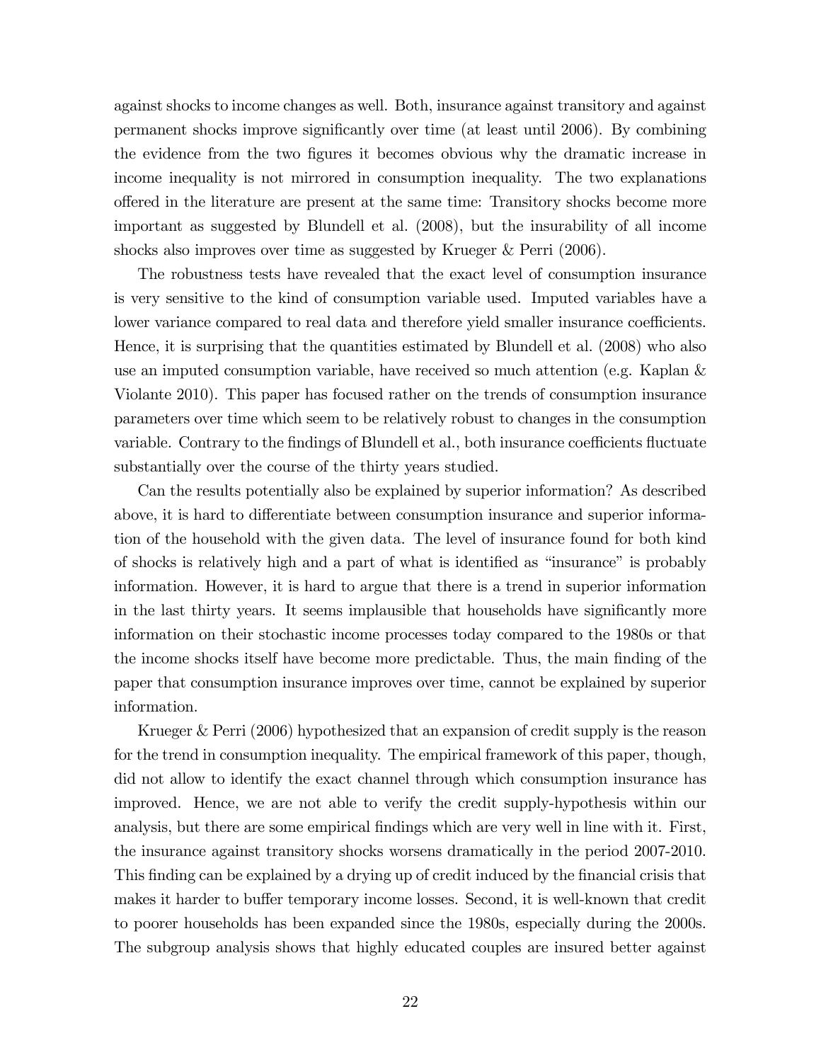against shocks to income changes as well. Both, insurance against transitory and against permanent shocks improve significantly over time (at least until 2006). By combining the evidence from the two figures it becomes obvious why the dramatic increase in income inequality is not mirrored in consumption inequality. The two explanations offered in the literature are present at the same time: Transitory shocks become more important as suggested by Blundell et al. (2008), but the insurability of all income shocks also improves over time as suggested by Krueger & Perri (2006).

The robustness tests have revealed that the exact level of consumption insurance is very sensitive to the kind of consumption variable used. Imputed variables have a lower variance compared to real data and therefore yield smaller insurance coefficients. Hence, it is surprising that the quantities estimated by Blundell et al. (2008) who also use an imputed consumption variable, have received so much attention (e.g. Kaplan & Violante 2010). This paper has focused rather on the trends of consumption insurance parameters over time which seem to be relatively robust to changes in the consumption variable. Contrary to the findings of Blundell et al., both insurance coefficients fluctuate substantially over the course of the thirty years studied.

Can the results potentially also be explained by superior information? As described above, it is hard to differentiate between consumption insurance and superior information of the household with the given data. The level of insurance found for both kind of shocks is relatively high and a part of what is identified as "insurance" is probably information. However, it is hard to argue that there is a trend in superior information in the last thirty years. It seems implausible that households have significantly more information on their stochastic income processes today compared to the 1980s or that the income shocks itself have become more predictable. Thus, the main finding of the paper that consumption insurance improves over time, cannot be explained by superior information.

Krueger & Perri (2006) hypothesized that an expansion of credit supply is the reason for the trend in consumption inequality. The empirical framework of this paper, though, did not allow to identify the exact channel through which consumption insurance has improved. Hence, we are not able to verify the credit supply-hypothesis within our analysis, but there are some empirical findings which are very well in line with it. First, the insurance against transitory shocks worsens dramatically in the period 2007-2010. This finding can be explained by a drying up of credit induced by the financial crisis that makes it harder to buffer temporary income losses. Second, it is well-known that credit to poorer households has been expanded since the 1980s, especially during the 2000s. The subgroup analysis shows that highly educated couples are insured better against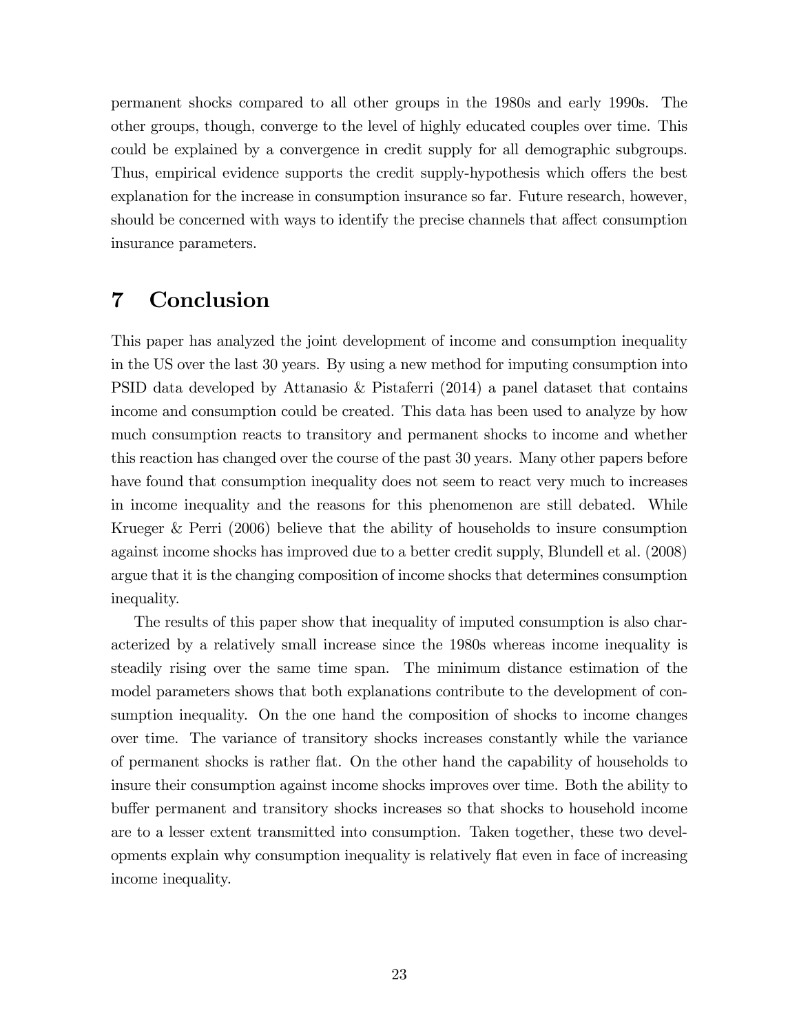permanent shocks compared to all other groups in the 1980s and early 1990s. The other groups, though, converge to the level of highly educated couples over time. This could be explained by a convergence in credit supply for all demographic subgroups. Thus, empirical evidence supports the credit supply-hypothesis which offers the best explanation for the increase in consumption insurance so far. Future research, however, should be concerned with ways to identify the precise channels that affect consumption insurance parameters.

# 7 Conclusion

This paper has analyzed the joint development of income and consumption inequality in the US over the last 30 years. By using a new method for imputing consumption into PSID data developed by Attanasio & Pistaferri (2014) a panel dataset that contains income and consumption could be created. This data has been used to analyze by how much consumption reacts to transitory and permanent shocks to income and whether this reaction has changed over the course of the past 30 years. Many other papers before have found that consumption inequality does not seem to react very much to increases in income inequality and the reasons for this phenomenon are still debated. While Krueger & Perri (2006) believe that the ability of households to insure consumption against income shocks has improved due to a better credit supply, Blundell et al. (2008) argue that it is the changing composition of income shocks that determines consumption inequality.

The results of this paper show that inequality of imputed consumption is also characterized by a relatively small increase since the 1980s whereas income inequality is steadily rising over the same time span. The minimum distance estimation of the model parameters shows that both explanations contribute to the development of consumption inequality. On the one hand the composition of shocks to income changes over time. The variance of transitory shocks increases constantly while the variance of permanent shocks is rather flat. On the other hand the capability of households to insure their consumption against income shocks improves over time. Both the ability to buffer permanent and transitory shocks increases so that shocks to household income are to a lesser extent transmitted into consumption. Taken together, these two developments explain why consumption inequality is relatively flat even in face of increasing income inequality.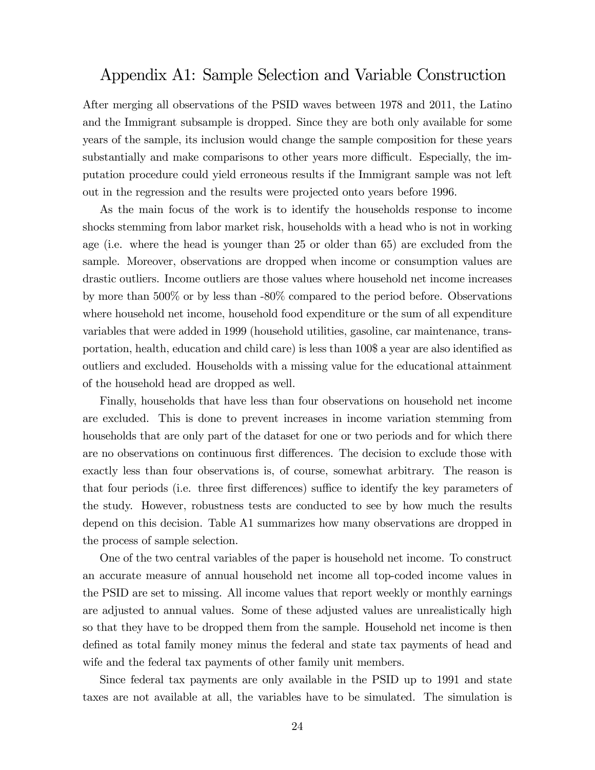# Appendix A1: Sample Selection and Variable Construction

After merging all observations of the PSID waves between 1978 and 2011, the Latino and the Immigrant subsample is dropped. Since they are both only available for some years of the sample, its inclusion would change the sample composition for these years substantially and make comparisons to other years more difficult. Especially, the imputation procedure could yield erroneous results if the Immigrant sample was not left out in the regression and the results were projected onto years before 1996.

As the main focus of the work is to identify the households response to income shocks stemming from labor market risk, households with a head who is not in working age (i.e. where the head is younger than 25 or older than 65) are excluded from the sample. Moreover, observations are dropped when income or consumption values are drastic outliers. Income outliers are those values where household net income increases by more than 500% or by less than -80% compared to the period before. Observations where household net income, household food expenditure or the sum of all expenditure variables that were added in 1999 (household utilities, gasoline, car maintenance, transportation, health, education and child care) is less than 100$ a year are also identified as outliers and excluded. Households with a missing value for the educational attainment of the household head are dropped as well.

Finally, households that have less than four observations on household net income are excluded. This is done to prevent increases in income variation stemming from households that are only part of the dataset for one or two periods and for which there are no observations on continuous first differences. The decision to exclude those with exactly less than four observations is, of course, somewhat arbitrary. The reason is that four periods (i.e. three first differences) suffice to identify the key parameters of the study. However, robustness tests are conducted to see by how much the results depend on this decision. Table A1 summarizes how many observations are dropped in the process of sample selection.

One of the two central variables of the paper is household net income. To construct an accurate measure of annual household net income all top-coded income values in the PSID are set to missing. All income values that report weekly or monthly earnings are adjusted to annual values. Some of these adjusted values are unrealistically high so that they have to be dropped them from the sample. Household net income is then defined as total family money minus the federal and state tax payments of head and wife and the federal tax payments of other family unit members.

Since federal tax payments are only available in the PSID up to 1991 and state taxes are not available at all, the variables have to be simulated. The simulation is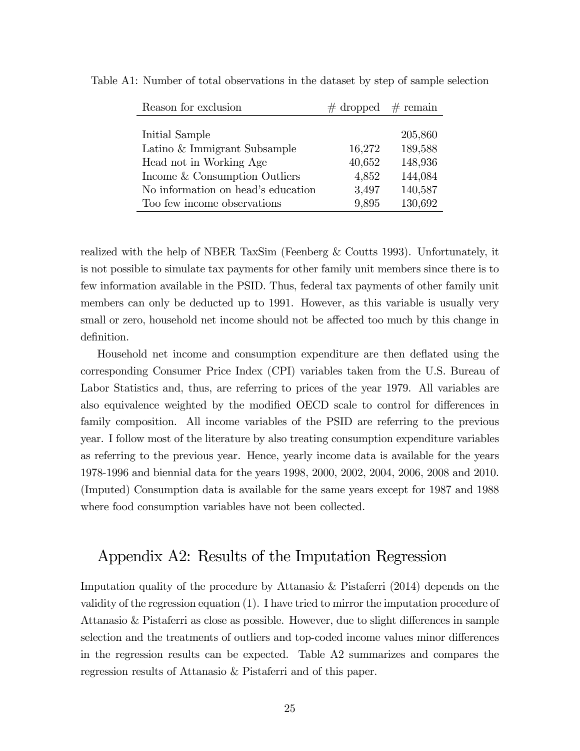Table A1: Number of total observations in the dataset by step of sample selection

| Reason for exclusion | # dropped | # remain |
|---|---|---|
| Initial Sample | | 205,860 |
| Latino & Immigrant Subsample | 16,272 | 189,588 |
| Head not in Working Age | 40,652 | 148,936 |
| Income & Consumption Outliers | 4,852 | 144,084 |
| No information on head's education | 3,497 | 140,587 |
| Too few income observations | 9,895 | 130,692 |

realized with the help of NBER TaxSim (Feenberg & Coutts 1993). Unfortunately, it is not possible to simulate tax payments for other family unit members since there is to few information available in the PSID. Thus, federal tax payments of other family unit members can only be deducted up to 1991. However, as this variable is usually very small or zero, household net income should not be affected too much by this change in definition.

Household net income and consumption expenditure are then deflated using the corresponding Consumer Price Index (CPI) variables taken from the U.S. Bureau of Labor Statistics and, thus, are referring to prices of the year 1979. All variables are also equivalence weighted by the modified OECD scale to control for differences in family composition. All income variables of the PSID are referring to the previous year. I follow most of the literature by also treating consumption expenditure variables as referring to the previous year. Hence, yearly income data is available for the years 1978-1996 and biennial data for the years 1998, 2000, 2002, 2004, 2006, 2008 and 2010. (Imputed) Consumption data is available for the same years except for 1987 and 1988 where food consumption variables have not been collected.

## Appendix A2: Results of the Imputation Regression

Imputation quality of the procedure by Attanasio & Pistaferri (2014) depends on the validity of the regression equation (1). I have tried to mirror the imputation procedure of Attanasio & Pistaferri as close as possible. However, due to slight differences in sample selection and the treatments of outliers and top-coded income values minor differences in the regression results can be expected. Table A2 summarizes and compares the regression results of Attanasio & Pistaferri and of this paper.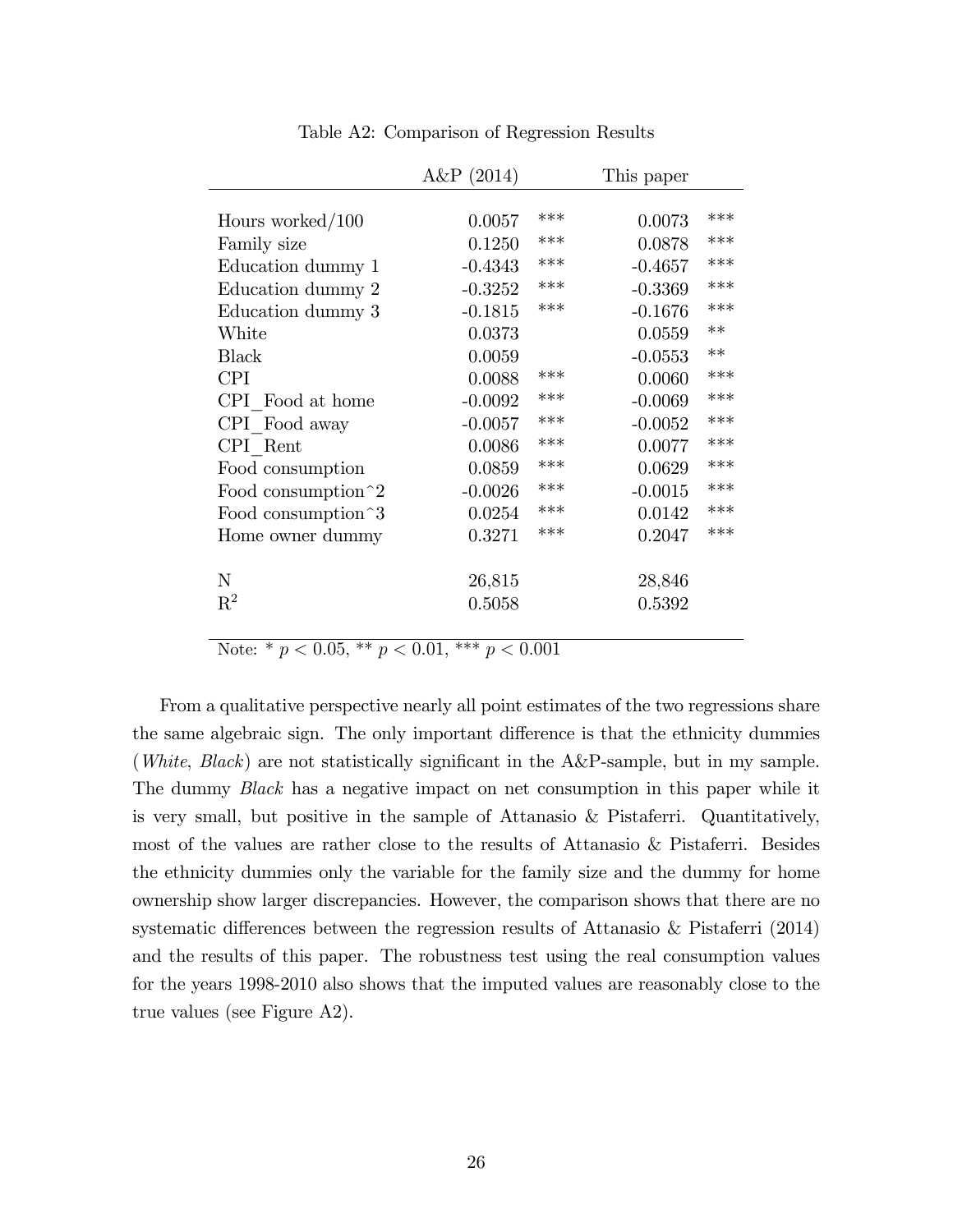Table A2: Comparison of Regression Results

| | A&P (2014) | | This paper | |
|---|---|---|---|---|
| Hours worked/100 | 0.0057 | *** | 0.0073 | *** |
| Family size | 0.1250 | *** | 0.0878 | *** |
| Education dummy 1 | -0.4343 | *** | -0.4657 | *** |
| Education dummy 2 | -0.3252 | *** | -0.3369 | *** |
| Education dummy 3 | -0.1815 | *** | -0.1676 | *** |
| White | 0.0373 | | 0.0559 | ** |
| Black | 0.0059 | | -0.0553 | ** |
| CPI | 0.0088 | *** | 0.0060 | *** |
| CPI_Food at home | -0.0092 | *** | -0.0069 | *** |
| CPI_Food away | -0.0057 | *** | -0.0052 | *** |
| CPI_Rent | 0.0086 | *** | 0.0077 | *** |
| Food consumption | 0.0859 | *** | 0.0629 | *** |
| Food consumption^2 | -0.0026 | *** | -0.0015 | *** |
| Food consumption^3 | 0.0254 | *** | 0.0142 | *** |
| Home owner dummy | 0.3271 | *** | 0.2047 | *** |
| N | 26,815 | | 28,846 | |
| $R^2$ | 0.5058 | | 0.5392 | |

Note: * $p < 0.05$, ** $p < 0.01$, *** $p < 0.001$

From a qualitative perspective nearly all point estimates of the two regressions share the same algebraic sign. The only important difference is that the ethnicity dummies (*White*, *Black*) are not statistically significant in the A&P-sample, but in my sample. The dummy *Black* has a negative impact on net consumption in this paper while it is very small, but positive in the sample of Attanasio & Pistaferri. Quantitatively, most of the values are rather close to the results of Attanasio & Pistaferri. Besides the ethnicity dummies only the variable for the family size and the dummy for home ownership show larger discrepancies. However, the comparison shows that there are no systematic differences between the regression results of Attanasio & Pistaferri (2014) and the results of this paper. The robustness test using the real consumption values for the years 1998-2010 also shows that the imputed values are reasonably close to the true values (see Figure A2).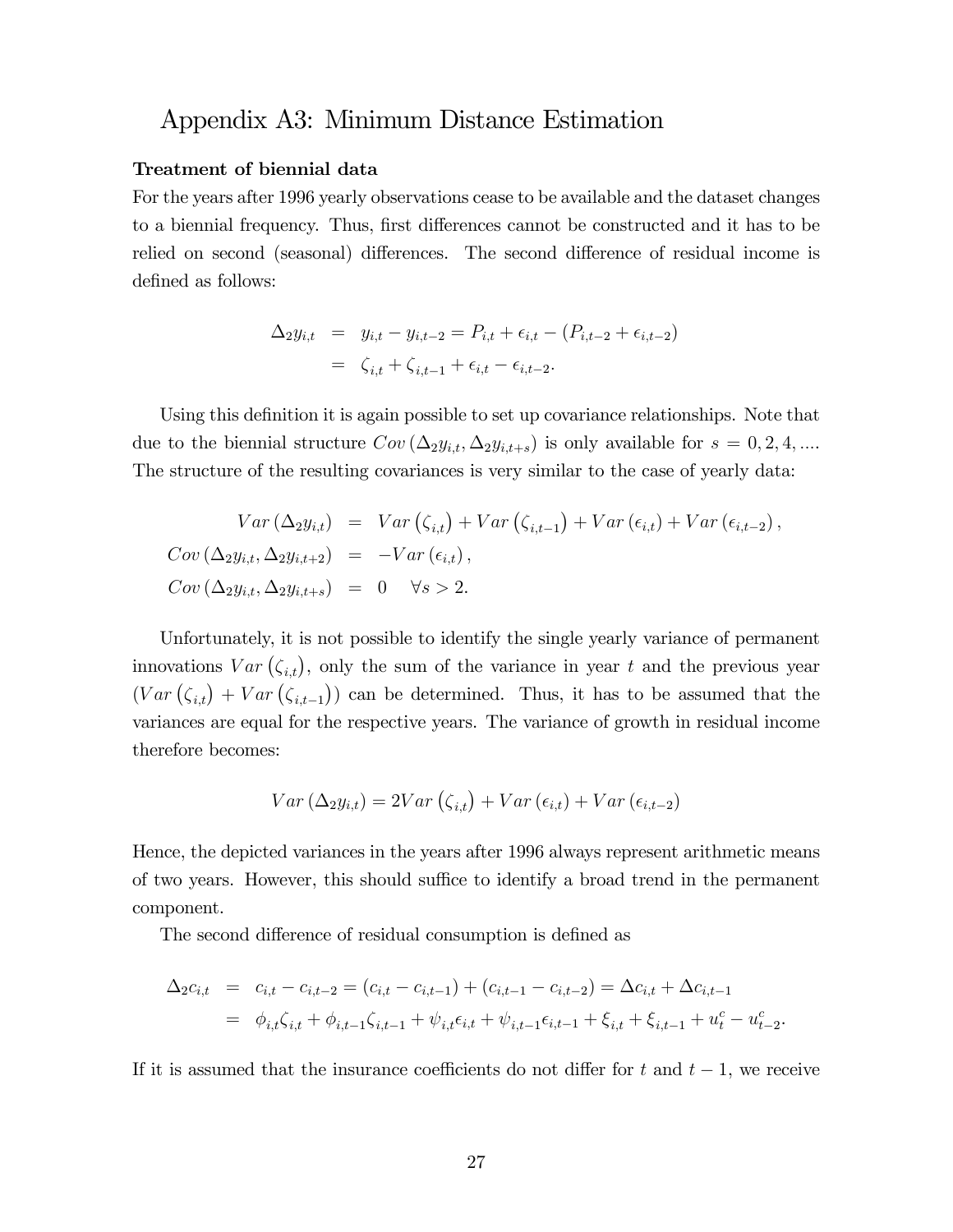# Appendix A3: Minimum Distance Estimation

**Treatment of biennial data**

For the years after 1996 yearly observations cease to be available and the dataset changes to a biennial frequency. Thus, first differences cannot be constructed and it has to be relied on second (seasonal) differences. The second difference of residual income is defined as follows:

$$
\begin{aligned}
\Delta_2 y_{i,t} &= y_{i,t} - y_{i,t-2} = P_{i,t} + \epsilon_{i,t} - (P_{i,t-2} + \epsilon_{i,t-2}) \\
&= \zeta_{i,t} + \zeta_{i,t-1} + \epsilon_{i,t} - \epsilon_{i,t-2}.
\end{aligned}
$$

Using this definition it is again possible to set up covariance relationships. Note that due to the biennial structure $Cov\left(\Delta_2 y_{i,t}, \Delta_2 y_{i,t+s}\right)$ is only available for $s = 0, 2, 4, ....$ The structure of the resulting covariances is very similar to the case of yearly data:

$$
\begin{aligned}
Var\left(\Delta_2 y_{i,t}\right) &= Var\left(\zeta_{i,t}\right) + Var\left(\zeta_{i,t-1}\right) + Var\left(\epsilon_{i,t}\right) + Var\left(\epsilon_{i,t-2}\right), \\
Cov\left(\Delta_2 y_{i,t}, \Delta_2 y_{i,t+2}\right) &= -Var\left(\epsilon_{i,t}\right), \\
Cov\left(\Delta_2 y_{i,t}, \Delta_2 y_{i,t+s}\right) &= 0 \quad \forall s > 2.
\end{aligned}
$$

Unfortunately, it is not possible to identify the single yearly variance of permanent innovations $Var\left(\zeta_{i,t}\right)$, only the sum of the variance in year $t$ and the previous year $\left(Var\left(\zeta_{i,t}\right) + Var\left(\zeta_{i,t-1}\right)\right)$ can be determined. Thus, it has to be assumed that the variances are equal for the respective years. The variance of growth in residual income therefore becomes:

$$
Var\left(\Delta_2 y_{i,t}\right) = 2Var\left(\zeta_{i,t}\right) + Var\left(\epsilon_{i,t}\right) + Var\left(\epsilon_{i,t-2}\right)
$$

Hence, the depicted variances in the years after 1996 always represent arithmetic means of two years. However, this should suffice to identify a broad trend in the permanent component.

The second difference of residual consumption is defined as

$$
\begin{aligned}
\Delta_2 c_{i,t} &= c_{i,t} - c_{i,t-2} = (c_{i,t} - c_{i,t-1}) + (c_{i,t-1} - c_{i,t-2}) = \Delta c_{i,t} + \Delta c_{i,t-1} \\
&= \phi_{i,t}\zeta_{i,t} + \phi_{i,t-1}\zeta_{i,t-1} + \psi_{i,t}\epsilon_{i,t} + \psi_{i,t-1}\epsilon_{i,t-1} + \xi_{i,t} + \xi_{i,t-1} + u_t^c - u_{t-2}^c.
\end{aligned}
$$

If it is assumed that the insurance coefficients do not differ for $t$ and $t-1$, we receive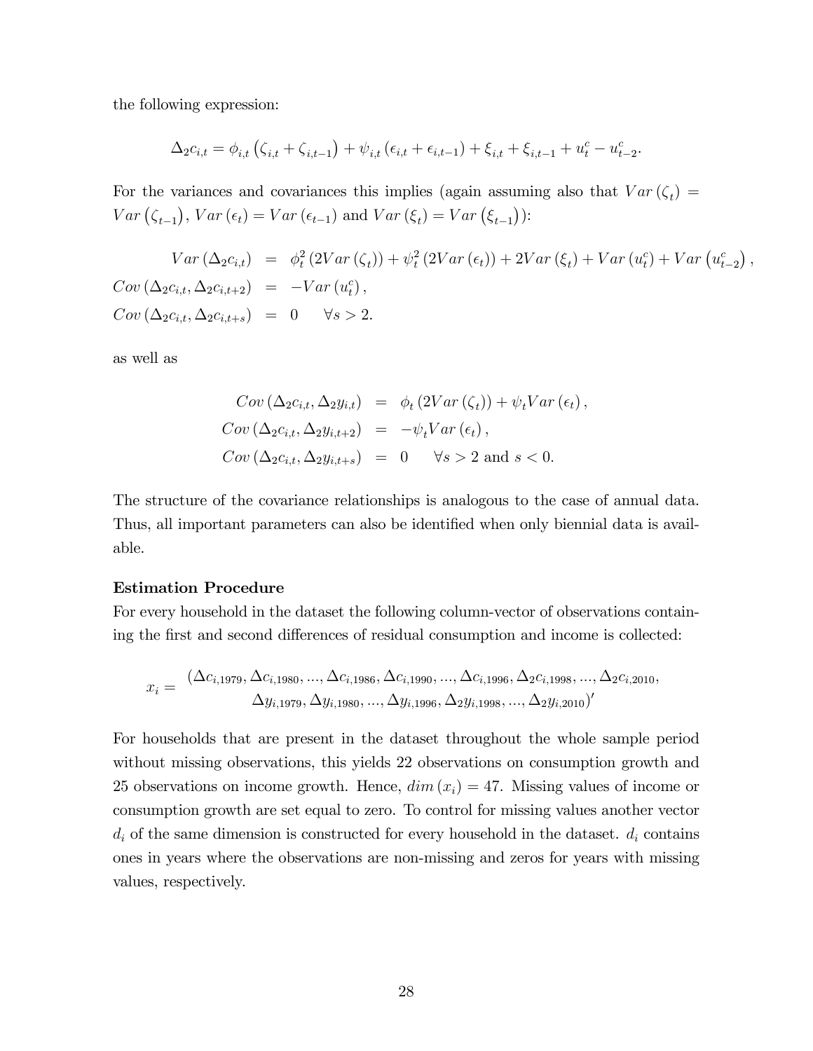the following expression:

$$\Delta_2 c_{i,t} = \phi_{i,t}\left(\zeta_{i,t} + \zeta_{i,t-1}\right) + \psi_{i,t}\left(\epsilon_{i,t} + \epsilon_{i,t-1}\right) + \xi_{i,t} + \xi_{i,t-1} + u_t^c - u_{t-2}^c.$$

For the variances and covariances this implies (again assuming also that $Var\left(\zeta_t\right) = Var\left(\zeta_{t-1}\right)$, $Var\left(\epsilon_t\right) = Var\left(\epsilon_{t-1}\right)$ and $Var\left(\xi_t\right) = Var\left(\xi_{t-1}\right)$):

$$\begin{aligned}
Var\left(\Delta_2 c_{i,t}\right) &= \phi_t^2\left(2Var\left(\zeta_t\right)\right) + \psi_t^2\left(2Var\left(\epsilon_t\right)\right) + 2Var\left(\xi_t\right) + Var\left(u_t^c\right) + Var\left(u_{t-2}^c\right), \\
Cov\left(\Delta_2 c_{i,t}, \Delta_2 c_{i,t+2}\right) &= -Var\left(u_t^c\right), \\
Cov\left(\Delta_2 c_{i,t}, \Delta_2 c_{i,t+s}\right) &= 0 \quad \forall s > 2.
\end{aligned}$$

as well as

$$\begin{aligned}
Cov\left(\Delta_2 c_{i,t}, \Delta_2 y_{i,t}\right) &= \phi_t\left(2Var\left(\zeta_t\right)\right) + \psi_t Var\left(\epsilon_t\right), \\
Cov\left(\Delta_2 c_{i,t}, \Delta_2 y_{i,t+2}\right) &= -\psi_t Var\left(\epsilon_t\right), \\
Cov\left(\Delta_2 c_{i,t}, \Delta_2 y_{i,t+s}\right) &= 0 \quad \forall s > 2 \text{ and } s < 0.
\end{aligned}$$

The structure of the covariance relationships is analogous to the case of annual data. Thus, all important parameters can also be identified when only biennial data is available.

**Estimation Procedure**

For every household in the dataset the following column-vector of observations containing the first and second differences of residual consumption and income is collected:

$$x_i = \begin{array}{c} \left(\Delta c_{i,1979}, \Delta c_{i,1980}, ..., \Delta c_{i,1986}, \Delta c_{i,1990}, ..., \Delta c_{i,1996}, \Delta_2 c_{i,1998}, ..., \Delta_2 c_{i,2010},\right. \\ \left.\Delta y_{i,1979}, \Delta y_{i,1980}, ..., \Delta y_{i,1996}, \Delta_2 y_{i,1998}, ..., \Delta_2 y_{i,2010}\right)' \end{array}$$

For households that are present in the dataset throughout the whole sample period without missing observations, this yields 22 observations on consumption growth and 25 observations on income growth. Hence, $dim\left(x_i\right) = 47$. Missing values of income or consumption growth are set equal to zero. To control for missing values another vector $d_i$ of the same dimension is constructed for every household in the dataset. $d_i$ contains ones in years where the observations are non-missing and zeros for years with missing values, respectively.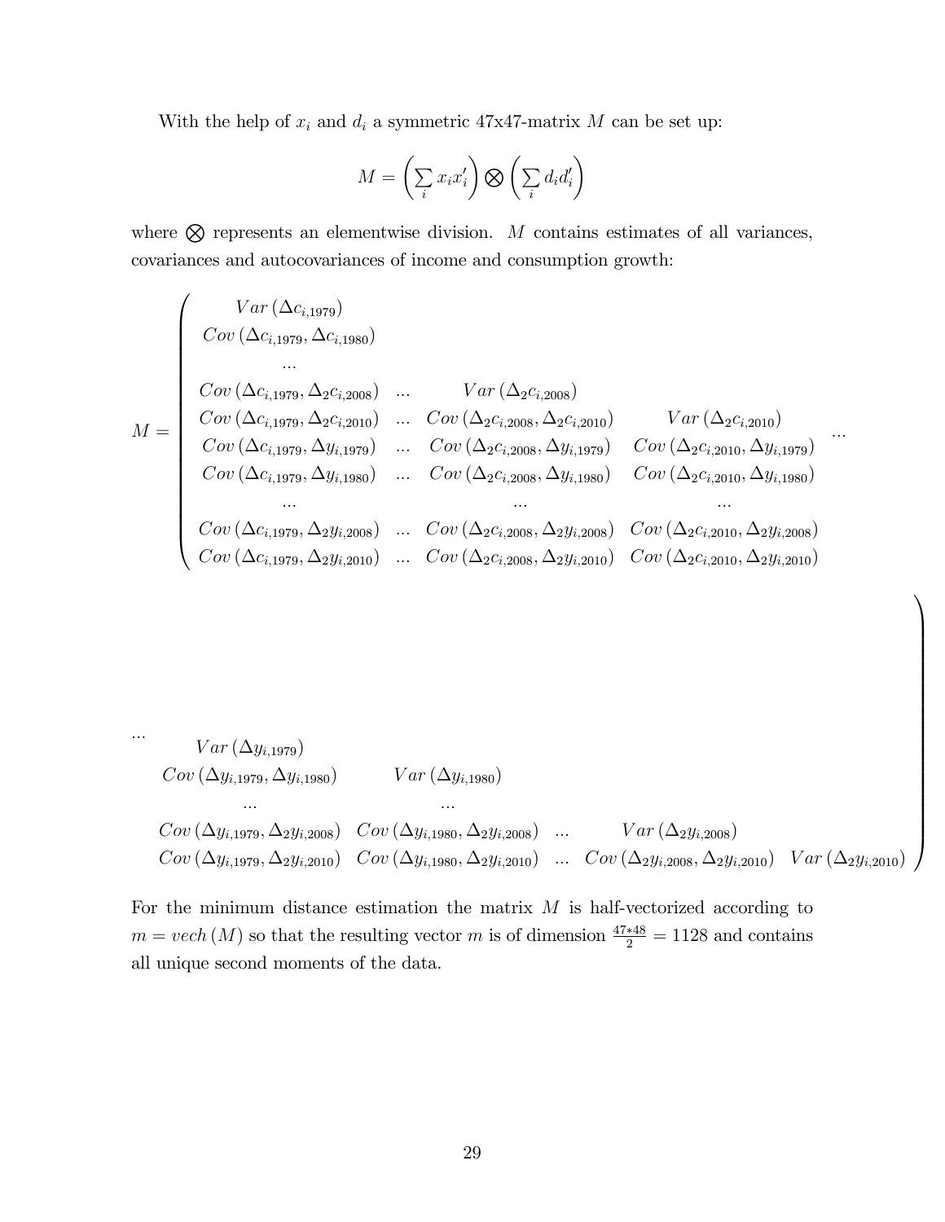With the help of $x_i$ and $d_i$ a symmetric 47x47-matrix $M$ can be set up:

$$M = \left( \sum_i x_i x_i' \right) \bigotimes \left( \sum_i d_i d_i' \right)$$

where $\bigotimes$ represents an elementwise division. $M$ contains estimates of all variances, covariances and autocovariances of income and consumption growth:

$$M = \left( \begin{array}{cccc} Var\left(\Delta c_{i,1979}\right) & & & \\ Cov\left(\Delta c_{i,1979}, \Delta c_{i,1980}\right) & & & \\ ... & & & \\ Cov\left(\Delta c_{i,1979}, \Delta_2 c_{i,2008}\right) & ... & Var\left(\Delta_2 c_{i,2008}\right) & \\ Cov\left(\Delta c_{i,1979}, \Delta_2 c_{i,2010}\right) & ... & Cov\left(\Delta_2 c_{i,2008}, \Delta_2 c_{i,2010}\right) & Var\left(\Delta_2 c_{i,2010}\right) \\ Cov\left(\Delta c_{i,1979}, \Delta y_{i,1979}\right) & ... & Cov\left(\Delta_2 c_{i,2008}, \Delta y_{i,1979}\right) & Cov\left(\Delta_2 c_{i,2010}, \Delta y_{i,1979}\right) \\ Cov\left(\Delta c_{i,1979}, \Delta y_{i,1980}\right) & ... & Cov\left(\Delta_2 c_{i,2008}, \Delta y_{i,1980}\right) & Cov\left(\Delta_2 c_{i,2010}, \Delta y_{i,1980}\right) \\ ... & & ... & ... \\ Cov\left(\Delta c_{i,1979}, \Delta_2 y_{i,2008}\right) & ... & Cov\left(\Delta_2 c_{i,2008}, \Delta_2 y_{i,2008}\right) & Cov\left(\Delta_2 c_{i,2010}, \Delta_2 y_{i,2008}\right) \\ Cov\left(\Delta c_{i,1979}, \Delta_2 y_{i,2010}\right) & ... & Cov\left(\Delta_2 c_{i,2008}, \Delta_2 y_{i,2010}\right) & Cov\left(\Delta_2 c_{i,2010}, \Delta_2 y_{i,2010}\right) \end{array} \right. \cdots$$

$$\cdots \left. \begin{array}{ccccc} Var\left(\Delta y_{i,1979}\right) & & & & \\ Cov\left(\Delta y_{i,1979}, \Delta y_{i,1980}\right) & Var\left(\Delta y_{i,1980}\right) & & & \\ ... & ... & & & \\ Cov\left(\Delta y_{i,1979}, \Delta_2 y_{i,2008}\right) & Cov\left(\Delta y_{i,1980}, \Delta_2 y_{i,2008}\right) & ... & Var\left(\Delta_2 y_{i,2008}\right) & \\ Cov\left(\Delta y_{i,1979}, \Delta_2 y_{i,2010}\right) & Cov\left(\Delta y_{i,1980}, \Delta_2 y_{i,2010}\right) & ... & Cov\left(\Delta_2 y_{i,2008}, \Delta_2 y_{i,2010}\right) & Var\left(\Delta_2 y_{i,2010}\right) \end{array} \right)$$

For the minimum distance estimation the matrix $M$ is half-vectorized according to $m = vech\left(M\right)$ so that the resulting vector $m$ is of dimension $\frac{47*48}{2} = 1128$ and contains all unique second moments of the data.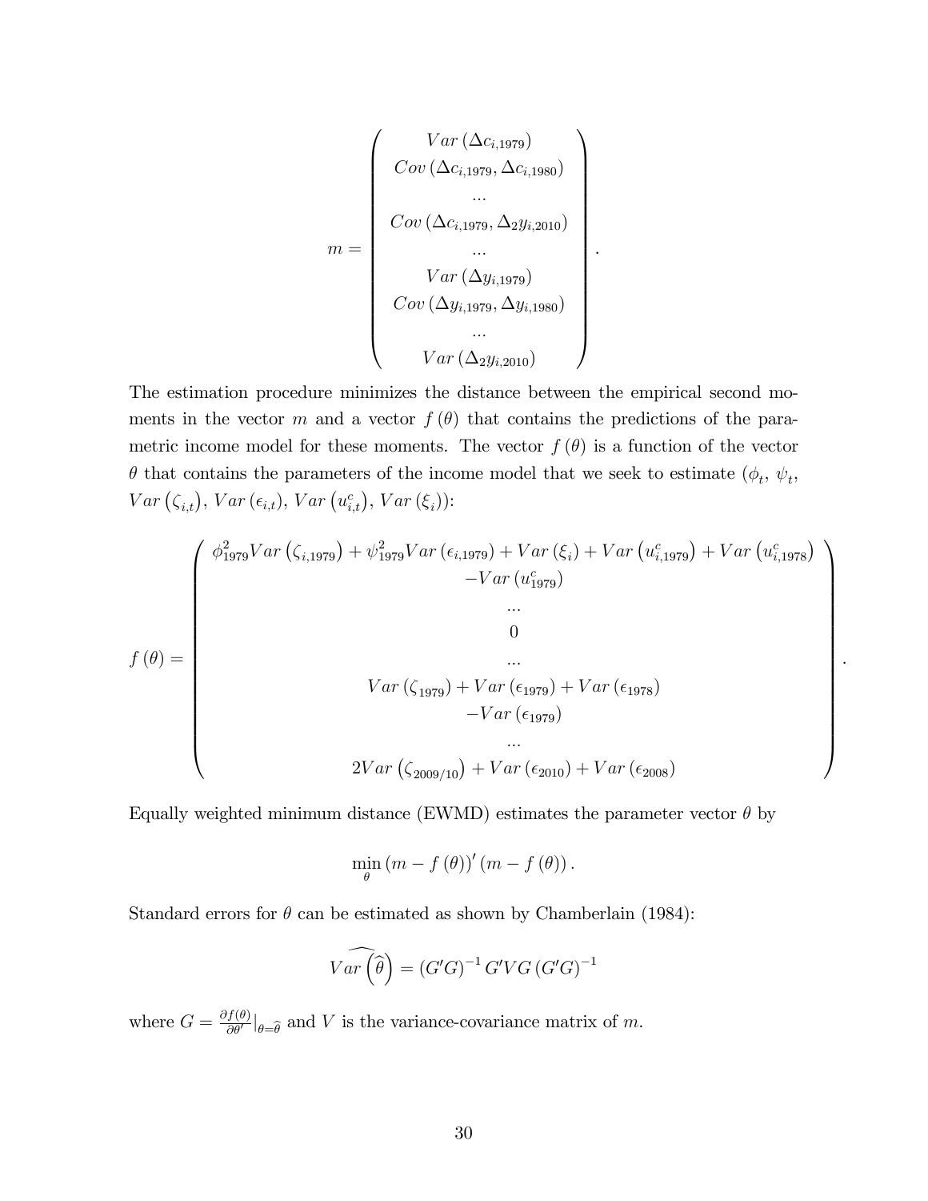$$m = \begin{pmatrix} Var\left(\Delta c_{i,1979}\right) \\ Cov\left(\Delta c_{i,1979}, \Delta c_{i,1980}\right) \\ ... \\ Cov\left(\Delta c_{i,1979}, \Delta_2 y_{i,2010}\right) \\ ... \\ Var\left(\Delta y_{i,1979}\right) \\ Cov\left(\Delta y_{i,1979}, \Delta y_{i,1980}\right) \\ ... \\ Var\left(\Delta_2 y_{i,2010}\right) \end{pmatrix}.$$

The estimation procedure minimizes the distance between the empirical second moments in the vector $m$ and a vector $f(\theta)$ that contains the predictions of the parametric income model for these moments. The vector $f(\theta)$ is a function of the vector $\theta$ that contains the parameters of the income model that we seek to estimate ($\phi_t$, $\psi_t$, $Var\left(\zeta_{i,t}\right)$, $Var\left(\epsilon_{i,t}\right)$, $Var\left(u^c_{i,t}\right)$, $Var\left(\xi_i\right)$):

$$f(\theta) = \begin{pmatrix} \phi^2_{1979} Var\left(\zeta_{i,1979}\right) + \psi^2_{1979} Var\left(\epsilon_{i,1979}\right) + Var\left(\xi_i\right) + Var\left(u^c_{i,1979}\right) + Var\left(u^c_{i,1978}\right) \\ -Var\left(u^c_{1979}\right) \\ ... \\ 0 \\ ... \\ Var\left(\zeta_{1979}\right) + Var\left(\epsilon_{1979}\right) + Var\left(\epsilon_{1978}\right) \\ -Var\left(\epsilon_{1979}\right) \\ ... \\ 2Var\left(\zeta_{2009/10}\right) + Var\left(\epsilon_{2010}\right) + Var\left(\epsilon_{2008}\right) \end{pmatrix}.$$

Equally weighted minimum distance (EWMD) estimates the parameter vector $\theta$ by

$$\min_{\theta} \left(m - f(\theta)\right)' \left(m - f(\theta)\right).$$

Standard errors for $\theta$ can be estimated as shown by Chamberlain (1984):

$$\widehat{Var\left(\widehat{\theta}\right)} = \left(G'G\right)^{-1} G'VG \left(G'G\right)^{-1}$$

where $G = \frac{\partial f(\theta)}{\partial \theta'}|_{\theta = \widehat{\theta}}$ and $V$ is the variance-covariance matrix of $m$.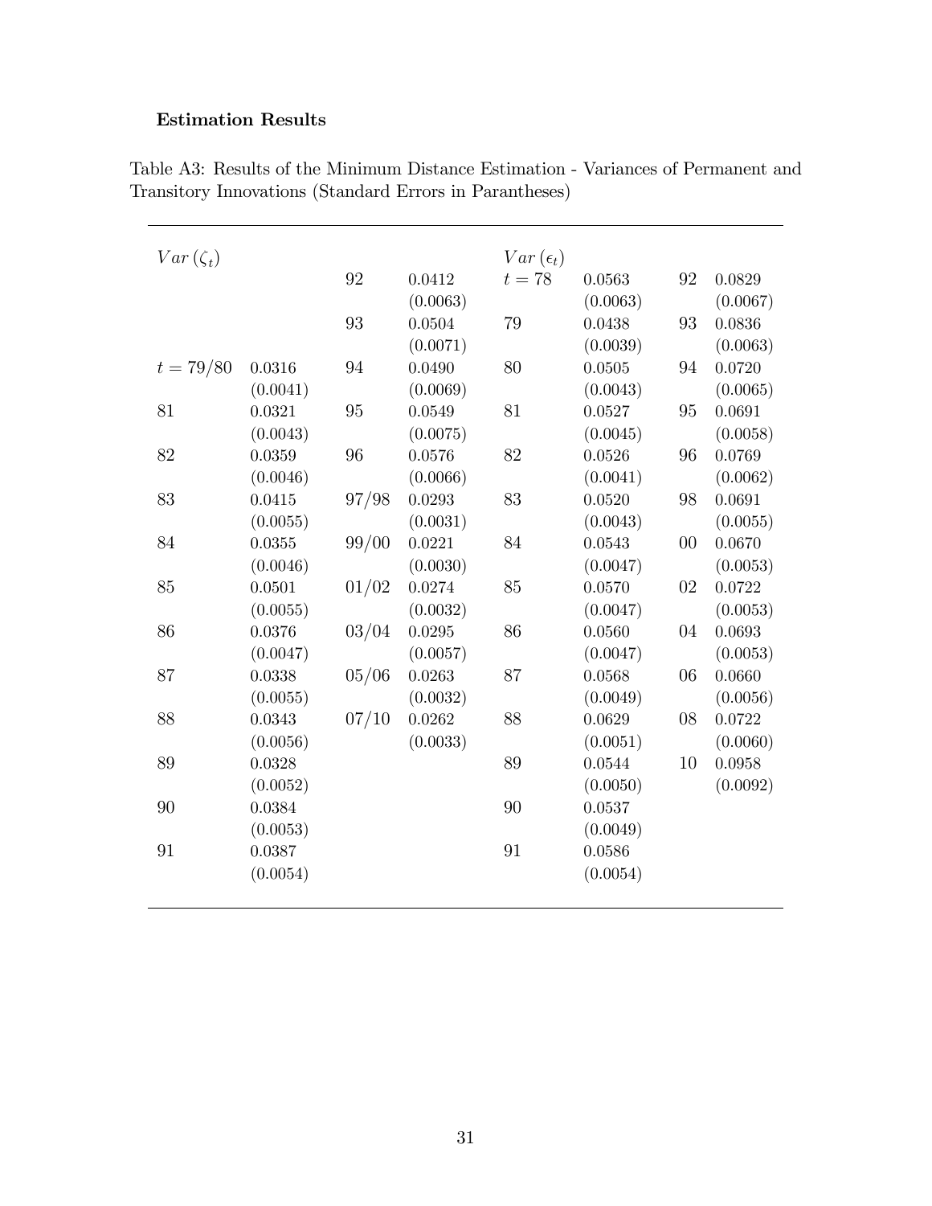**Estimation Results**

Table A3: Results of the Minimum Distance Estimation - Variances of Permanent and Transitory Innovations (Standard Errors in Parantheses)

| $Var(\zeta_t)$ | | | | $Var(\epsilon_t)$ | | | |
|---|---|---|---|---|---|---|---|
| | | 92 | 0.0412 (0.0063) | $t = 78$ | 0.0563 (0.0063) | 92 | 0.0829 (0.0067) |
| | | 93 | 0.0504 (0.0071) | 79 | 0.0438 (0.0039) | 93 | 0.0836 (0.0063) |
| $t = 79/80$ | 0.0316 (0.0041) | 94 | 0.0490 (0.0069) | 80 | 0.0505 (0.0043) | 94 | 0.0720 (0.0065) |
| 81 | 0.0321 (0.0043) | 95 | 0.0549 (0.0075) | 81 | 0.0527 (0.0045) | 95 | 0.0691 (0.0058) |
| 82 | 0.0359 (0.0046) | 96 | 0.0576 (0.0066) | 82 | 0.0526 (0.0041) | 96 | 0.0769 (0.0062) |
| 83 | 0.0415 (0.0055) | 97/98 | 0.0293 (0.0031) | 83 | 0.0520 (0.0043) | 98 | 0.0691 (0.0055) |
| 84 | 0.0355 (0.0046) | 99/00 | 0.0221 (0.0030) | 84 | 0.0543 (0.0047) | 00 | 0.0670 (0.0053) |
| 85 | 0.0501 (0.0055) | 01/02 | 0.0274 (0.0032) | 85 | 0.0570 (0.0047) | 02 | 0.0722 (0.0053) |
| 86 | 0.0376 (0.0047) | 03/04 | 0.0295 (0.0057) | 86 | 0.0560 (0.0047) | 04 | 0.0693 (0.0053) |
| 87 | 0.0338 (0.0055) | 05/06 | 0.0263 (0.0032) | 87 | 0.0568 (0.0049) | 06 | 0.0660 (0.0056) |
| 88 | 0.0343 (0.0056) | 07/10 | 0.0262 (0.0033) | 88 | 0.0629 (0.0051) | 08 | 0.0722 (0.0060) |
| 89 | 0.0328 (0.0052) | | | 89 | 0.0544 (0.0050) | 10 | 0.0958 (0.0092) |
| 90 | 0.0384 (0.0053) | | | 90 | 0.0537 (0.0049) | | |
| 91 | 0.0387 (0.0054) | | | 91 | 0.0586 (0.0054) | | |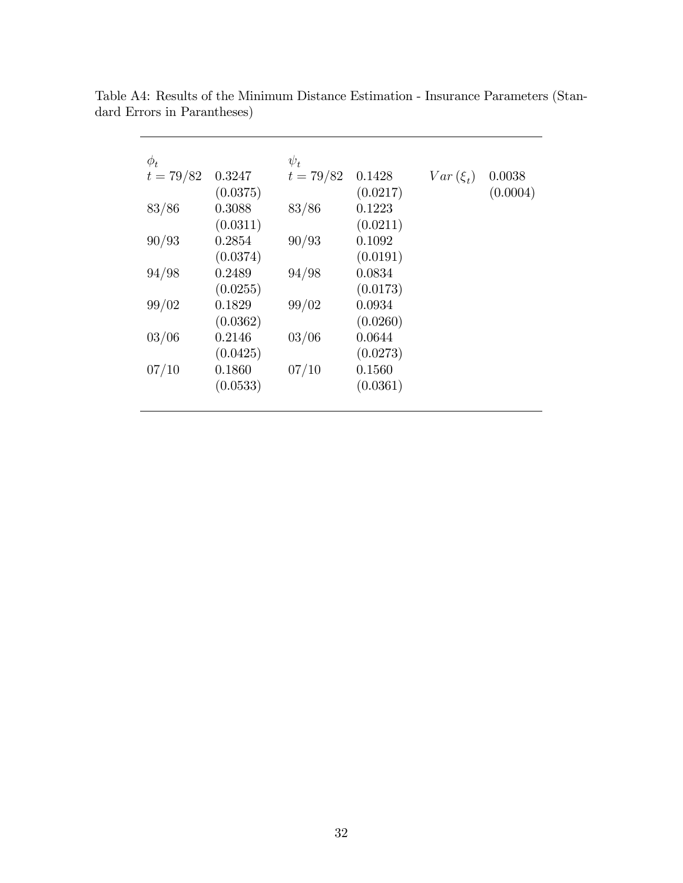Table A4: Results of the Minimum Distance Estimation - Insurance Parameters (Standard Errors in Parantheses)

| $\phi_t$ | | $\psi_t$ | | | |
|---|---|---|---|---|---|
| $t = 79/82$ | 0.3247 | $t = 79/82$ | 0.1428 | $Var(\xi_t)$ | 0.0038 |
| | (0.0375) | | (0.0217) | | (0.0004) |
| 83/86 | 0.3088 | 83/86 | 0.1223 | | |
| | (0.0311) | | (0.0211) | | |
| 90/93 | 0.2854 | 90/93 | 0.1092 | | |
| | (0.0374) | | (0.0191) | | |
| 94/98 | 0.2489 | 94/98 | 0.0834 | | |
| | (0.0255) | | (0.0173) | | |
| 99/02 | 0.1829 | 99/02 | 0.0934 | | |
| | (0.0362) | | (0.0260) | | |
| 03/06 | 0.2146 | 03/06 | 0.0644 | | |
| | (0.0425) | | (0.0273) | | |
| 07/10 | 0.1860 | 07/10 | 0.1560 | | |
| | (0.0533) | | (0.0361) | | |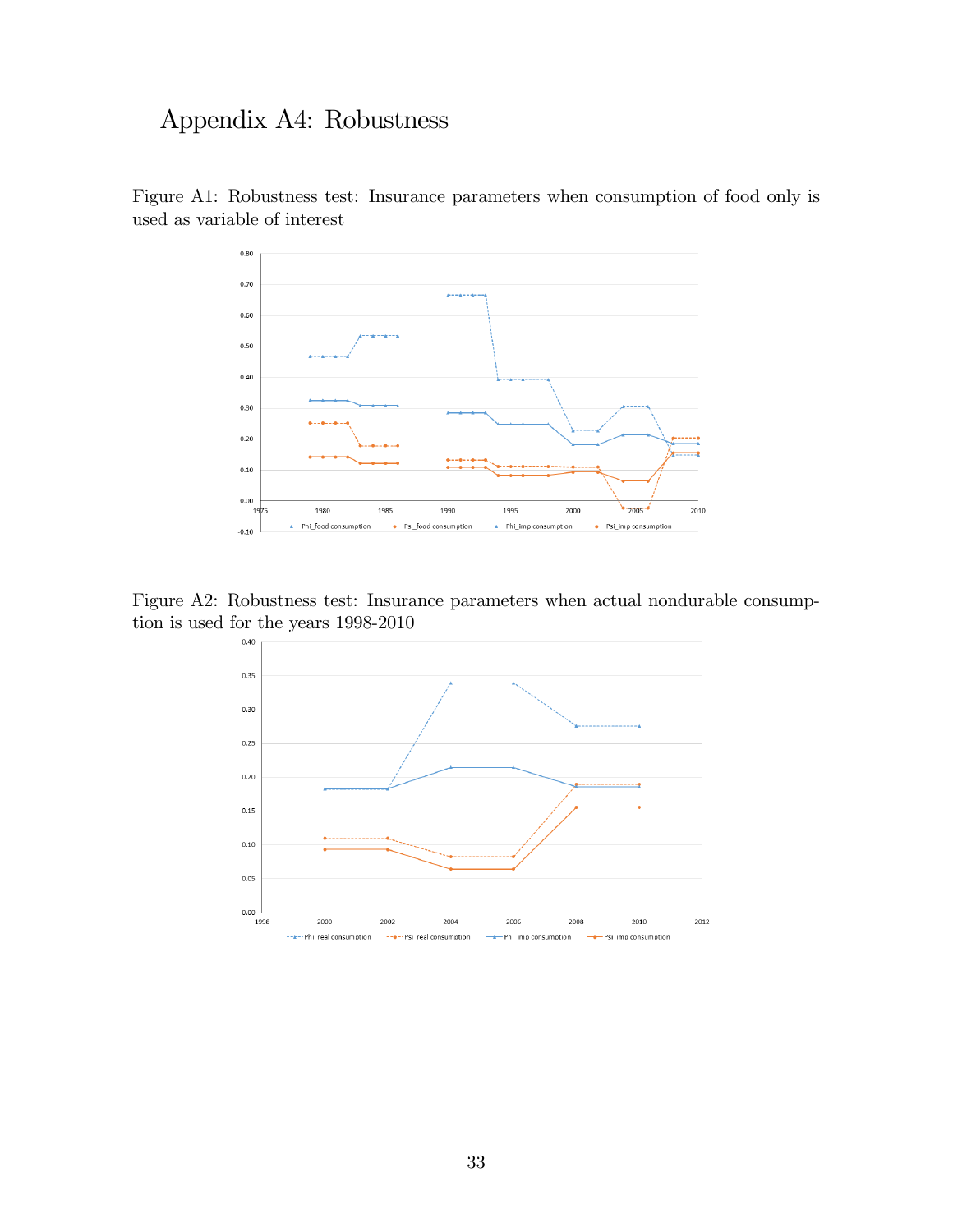# Appendix A4: Robustness

Figure A1: Robustness test: Insurance parameters when consumption of food only is used as variable of interest

Figure A2: Robustness test: Insurance parameters when actual nondurable consumption is used for the years 1998-2010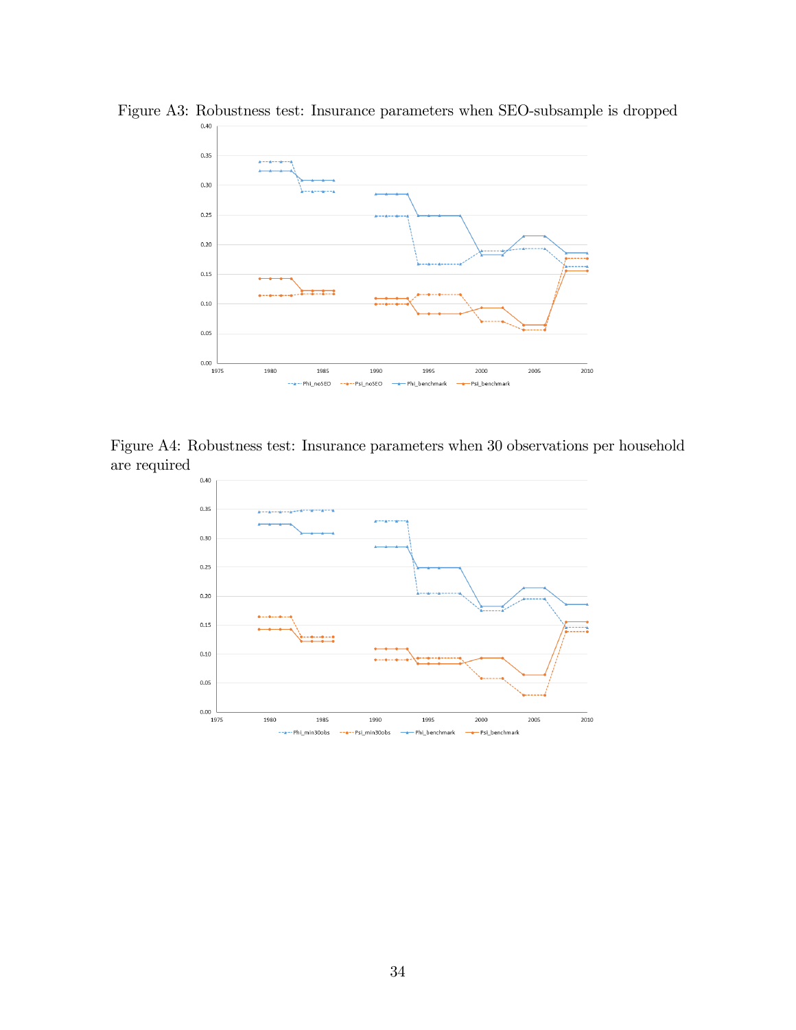Figure A3: Robustness test: Insurance parameters when SEO-subsample is dropped

Figure A4: Robustness test: Insurance parameters when 30 observations per household are required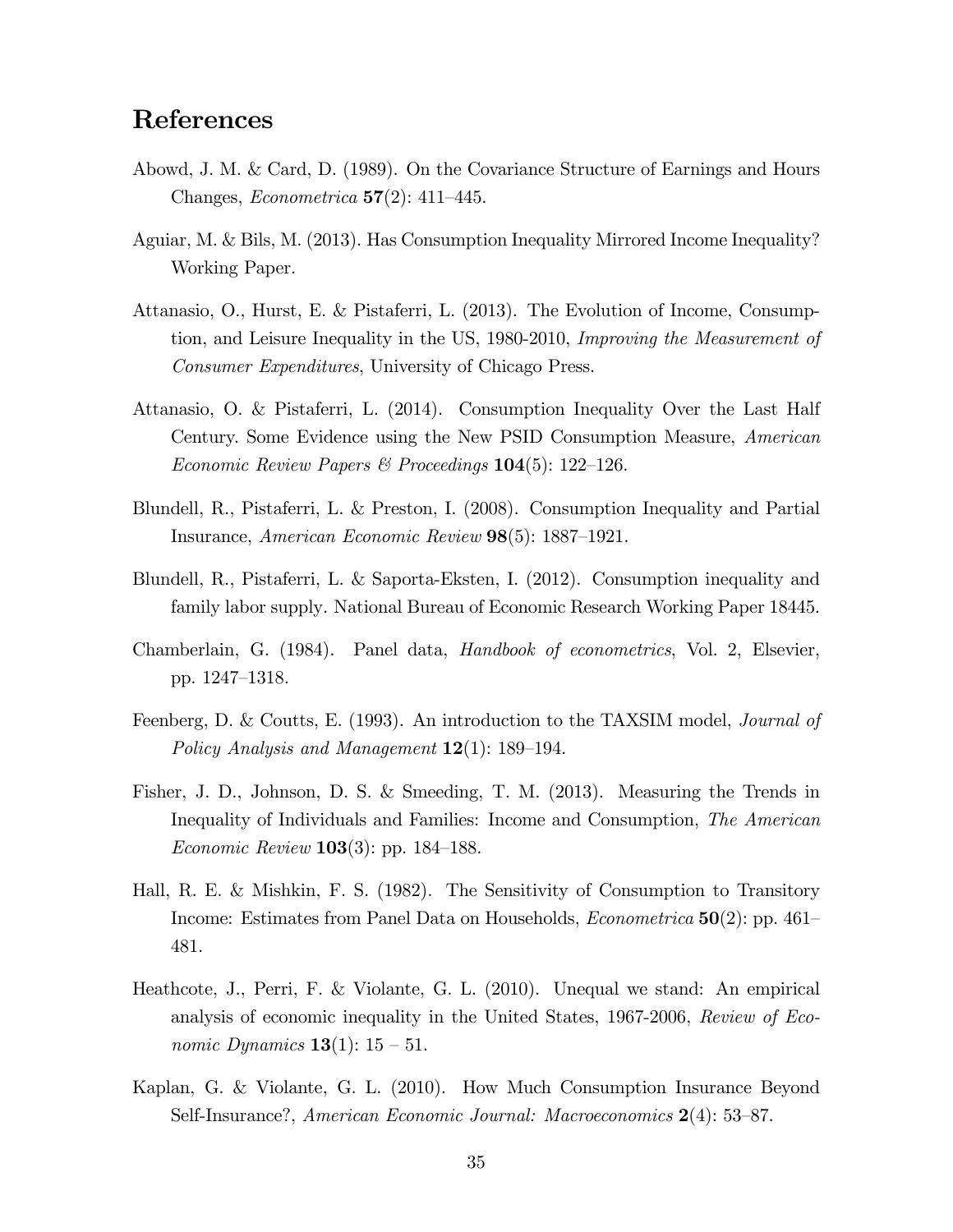# References

Abowd, J. M. & Card, D. (1989). On the Covariance Structure of Earnings and Hours Changes, *Econometrica* **57**(2): 411–445.

Aguiar, M. & Bils, M. (2013). Has Consumption Inequality Mirrored Income Inequality? Working Paper.

Attanasio, O., Hurst, E. & Pistaferri, L. (2013). The Evolution of Income, Consumption, and Leisure Inequality in the US, 1980-2010, *Improving the Measurement of Consumer Expenditures*, University of Chicago Press.

Attanasio, O. & Pistaferri, L. (2014). Consumption Inequality Over the Last Half Century. Some Evidence using the New PSID Consumption Measure, *American Economic Review Papers & Proceedings* **104**(5): 122–126.

Blundell, R., Pistaferri, L. & Preston, I. (2008). Consumption Inequality and Partial Insurance, *American Economic Review* **98**(5): 1887–1921.

Blundell, R., Pistaferri, L. & Saporta-Eksten, I. (2012). Consumption inequality and family labor supply. National Bureau of Economic Research Working Paper 18445.

Chamberlain, G. (1984). Panel data, *Handbook of econometrics*, Vol. 2, Elsevier, pp. 1247–1318.

Feenberg, D. & Coutts, E. (1993). An introduction to the TAXSIM model, *Journal of Policy Analysis and Management* **12**(1): 189–194.

Fisher, J. D., Johnson, D. S. & Smeeding, T. M. (2013). Measuring the Trends in Inequality of Individuals and Families: Income and Consumption, *The American Economic Review* **103**(3): pp. 184–188.

Hall, R. E. & Mishkin, F. S. (1982). The Sensitivity of Consumption to Transitory Income: Estimates from Panel Data on Households, *Econometrica* **50**(2): pp. 461–481.

Heathcote, J., Perri, F. & Violante, G. L. (2010). Unequal we stand: An empirical analysis of economic inequality in the United States, 1967-2006, *Review of Economic Dynamics* **13**(1): 15 – 51.

Kaplan, G. & Violante, G. L. (2010). How Much Consumption Insurance Beyond Self-Insurance?, *American Economic Journal: Macroeconomics* **2**(4): 53–87.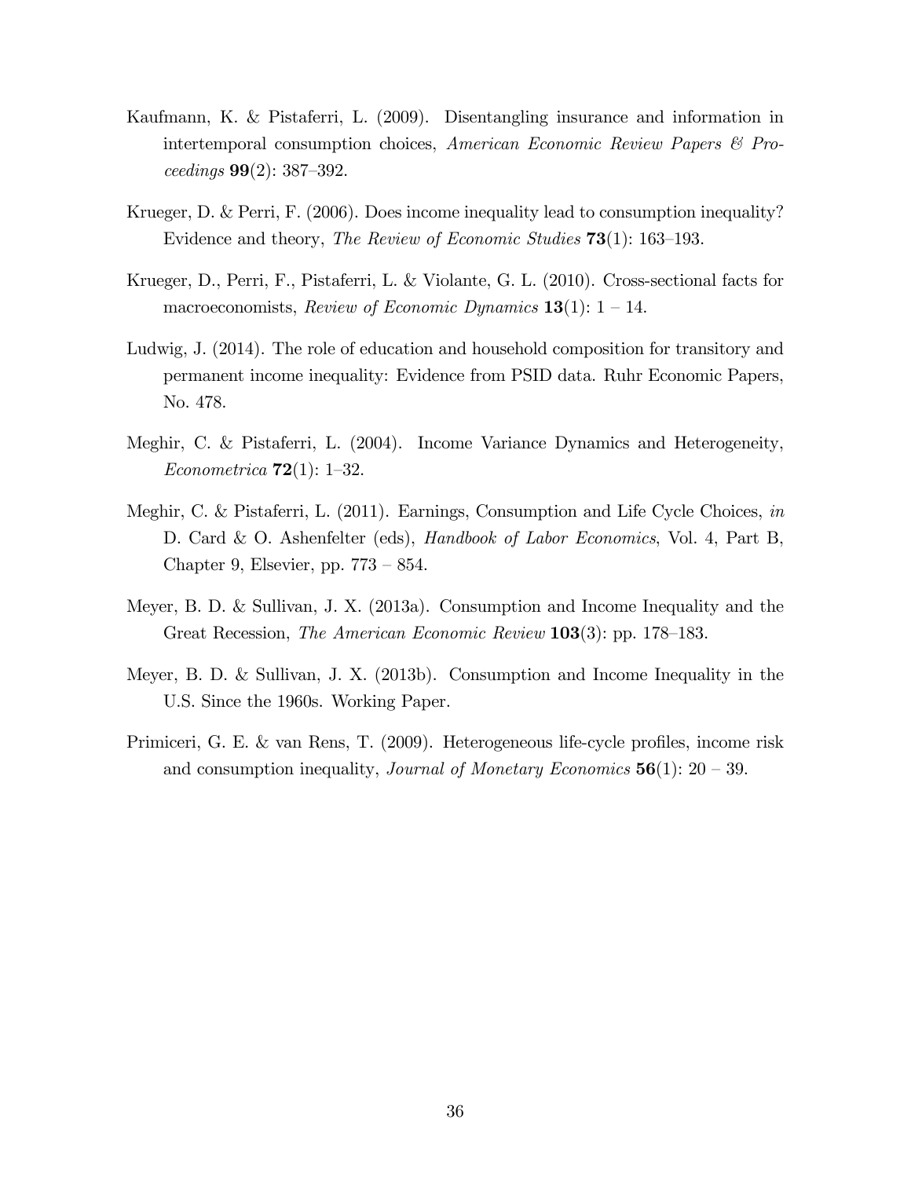Kaufmann, K. & Pistaferri, L. (2009). Disentangling insurance and information in intertemporal consumption choices, *American Economic Review Papers & Proceedings* **99**(2): 387–392.

Krueger, D. & Perri, F. (2006). Does income inequality lead to consumption inequality? Evidence and theory, *The Review of Economic Studies* **73**(1): 163–193.

Krueger, D., Perri, F., Pistaferri, L. & Violante, G. L. (2010). Cross-sectional facts for macroeconomists, *Review of Economic Dynamics* **13**(1): 1 – 14.

Ludwig, J. (2014). The role of education and household composition for transitory and permanent income inequality: Evidence from PSID data. Ruhr Economic Papers, No. 478.

Meghir, C. & Pistaferri, L. (2004). Income Variance Dynamics and Heterogeneity, *Econometrica* **72**(1): 1–32.

Meghir, C. & Pistaferri, L. (2011). Earnings, Consumption and Life Cycle Choices, *in* D. Card & O. Ashenfelter (eds), *Handbook of Labor Economics*, Vol. 4, Part B, Chapter 9, Elsevier, pp. 773 – 854.

Meyer, B. D. & Sullivan, J. X. (2013a). Consumption and Income Inequality and the Great Recession, *The American Economic Review* **103**(3): pp. 178–183.

Meyer, B. D. & Sullivan, J. X. (2013b). Consumption and Income Inequality in the U.S. Since the 1960s. Working Paper.

Primiceri, G. E. & van Rens, T. (2009). Heterogeneous life-cycle profiles, income risk and consumption inequality, *Journal of Monetary Economics* **56**(1): 20 – 39.